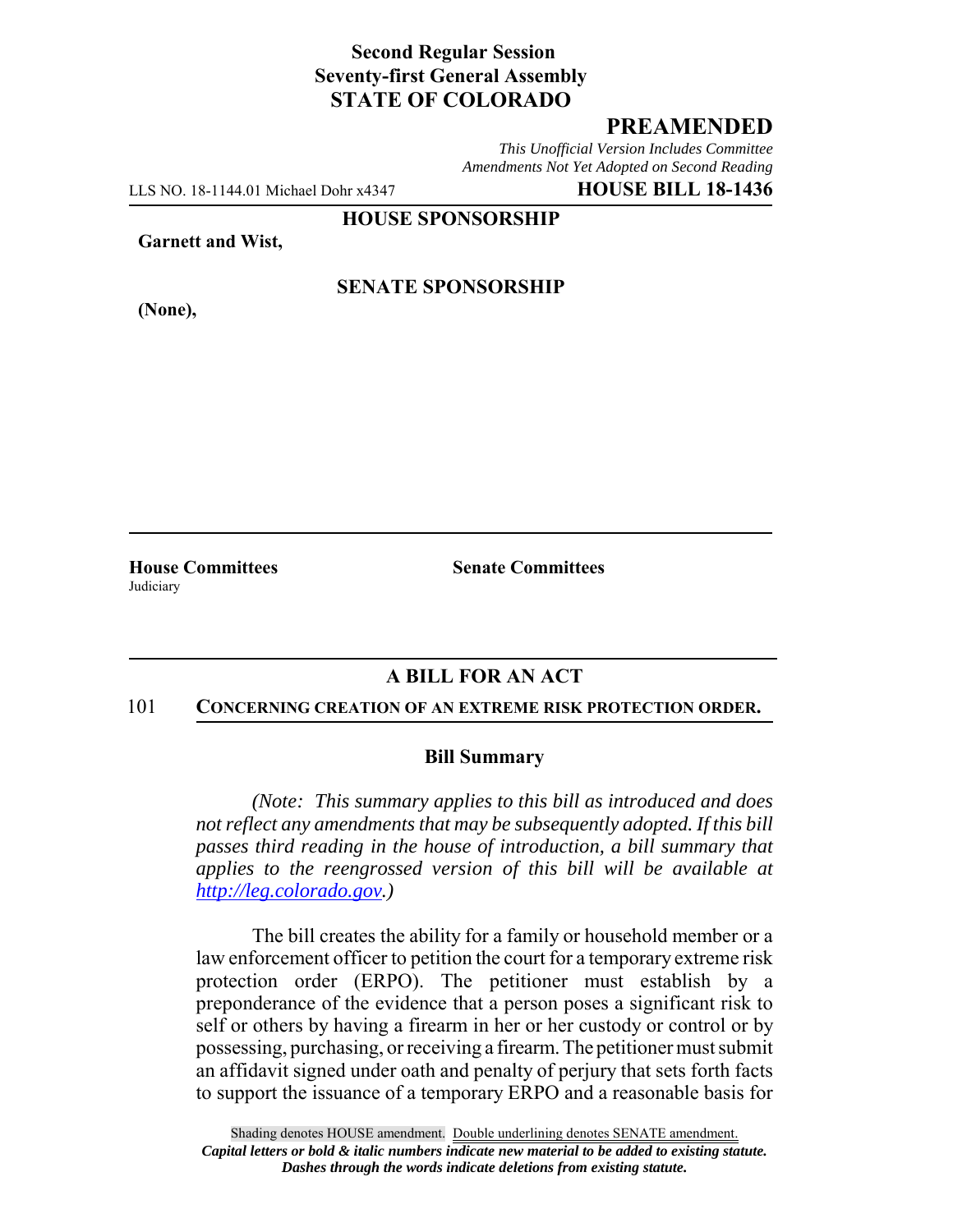**Second Regular Session**
**Seventy-first General Assembly**
**STATE OF COLORADO**

# PREAMENDED

*This Unofficial Version Includes Committee Amendments Not Yet Adopted on Second Reading*

LLS NO. 18-1144.01 Michael Dohr x4347 **HOUSE BILL 18-1436**

**HOUSE SPONSORSHIP**

**Garnett and Wist,**

**SENATE SPONSORSHIP**

**(None),**

**House Committees**
Judiciary

**Senate Committees**

## A BILL FOR AN ACT

101 **CONCERNING CREATION OF AN EXTREME RISK PROTECTION ORDER.**

### Bill Summary

*(Note: This summary applies to this bill as introduced and does not reflect any amendments that may be subsequently adopted. If this bill passes third reading in the house of introduction, a bill summary that applies to the reengrossed version of this bill will be available at http://leg.colorado.gov.)*

The bill creates the ability for a family or household member or a law enforcement officer to petition the court for a temporary extreme risk protection order (ERPO). The petitioner must establish by a preponderance of the evidence that a person poses a significant risk to self or others by having a firearm in her or her custody or control or by possessing, purchasing, or receiving a firearm. The petitioner must submit an affidavit signed under oath and penalty of perjury that sets forth facts to support the issuance of a temporary ERPO and a reasonable basis for

Shading denotes HOUSE amendment. Double underlining denotes SENATE amendment.
***Capital letters or bold & italic numbers indicate new material to be added to existing statute.***
***Dashes through the words indicate deletions from existing statute.***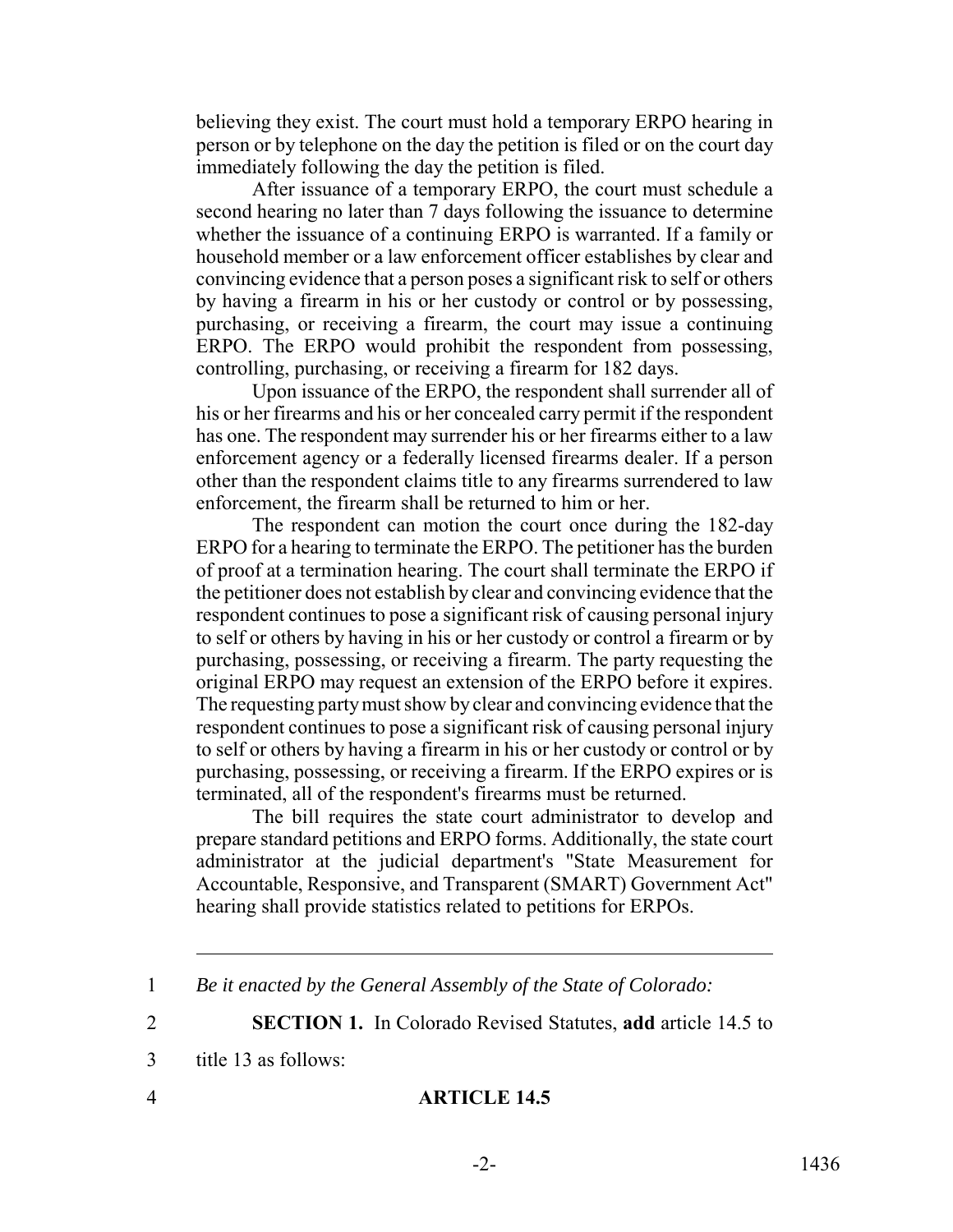believing they exist. The court must hold a temporary ERPO hearing in person or by telephone on the day the petition is filed or on the court day immediately following the day the petition is filed.

After issuance of a temporary ERPO, the court must schedule a second hearing no later than 7 days following the issuance to determine whether the issuance of a continuing ERPO is warranted. If a family or household member or a law enforcement officer establishes by clear and convincing evidence that a person poses a significant risk to self or others by having a firearm in his or her custody or control or by possessing, purchasing, or receiving a firearm, the court may issue a continuing ERPO. The ERPO would prohibit the respondent from possessing, controlling, purchasing, or receiving a firearm for 182 days.

Upon issuance of the ERPO, the respondent shall surrender all of his or her firearms and his or her concealed carry permit if the respondent has one. The respondent may surrender his or her firearms either to a law enforcement agency or a federally licensed firearms dealer. If a person other than the respondent claims title to any firearms surrendered to law enforcement, the firearm shall be returned to him or her.

The respondent can motion the court once during the 182-day ERPO for a hearing to terminate the ERPO. The petitioner has the burden of proof at a termination hearing. The court shall terminate the ERPO if the petitioner does not establish by clear and convincing evidence that the respondent continues to pose a significant risk of causing personal injury to self or others by having in his or her custody or control a firearm or by purchasing, possessing, or receiving a firearm. The party requesting the original ERPO may request an extension of the ERPO before it expires. The requesting party must show by clear and convincing evidence that the respondent continues to pose a significant risk of causing personal injury to self or others by having a firearm in his or her custody or control or by purchasing, possessing, or receiving a firearm. If the ERPO expires or is terminated, all of the respondent's firearms must be returned.

The bill requires the state court administrator to develop and prepare standard petitions and ERPO forms. Additionally, the state court administrator at the judicial department's "State Measurement for Accountable, Responsive, and Transparent (SMART) Government Act" hearing shall provide statistics related to petitions for ERPOs.

---

1 *Be it enacted by the General Assembly of the State of Colorado:*

2 **SECTION 1.** In Colorado Revised Statutes, **add** article 14.5 to

3 title 13 as follows:

4 **ARTICLE 14.5**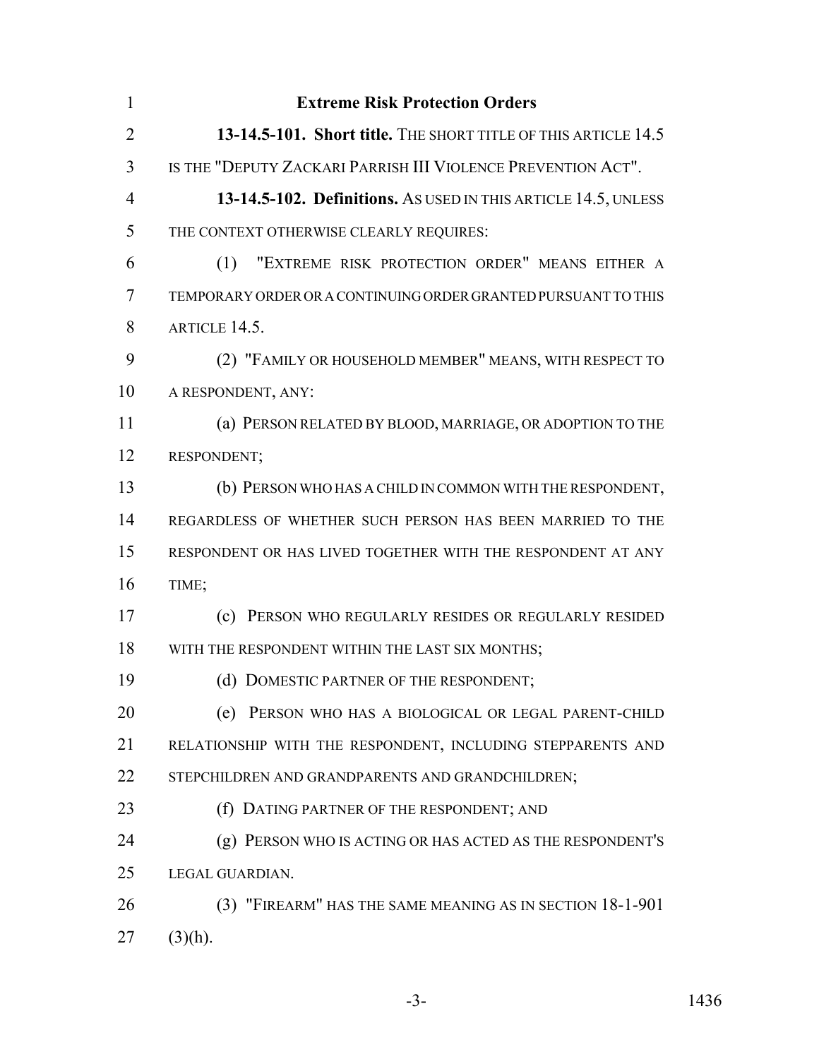## Extreme Risk Protection Orders

**13-14.5-101. Short title.** THE SHORT TITLE OF THIS ARTICLE 14.5 IS THE "DEPUTY ZACKARI PARRISH III VIOLENCE PREVENTION ACT".

**13-14.5-102. Definitions.** AS USED IN THIS ARTICLE 14.5, UNLESS THE CONTEXT OTHERWISE CLEARLY REQUIRES:

(1) "EXTREME RISK PROTECTION ORDER" MEANS EITHER A TEMPORARY ORDER OR A CONTINUING ORDER GRANTED PURSUANT TO THIS ARTICLE 14.5.

(2) "FAMILY OR HOUSEHOLD MEMBER" MEANS, WITH RESPECT TO A RESPONDENT, ANY:

(a) PERSON RELATED BY BLOOD, MARRIAGE, OR ADOPTION TO THE RESPONDENT;

(b) PERSON WHO HAS A CHILD IN COMMON WITH THE RESPONDENT, REGARDLESS OF WHETHER SUCH PERSON HAS BEEN MARRIED TO THE RESPONDENT OR HAS LIVED TOGETHER WITH THE RESPONDENT AT ANY TIME;

(c) PERSON WHO REGULARLY RESIDES OR REGULARLY RESIDED WITH THE RESPONDENT WITHIN THE LAST SIX MONTHS;

(d) DOMESTIC PARTNER OF THE RESPONDENT;

(e) PERSON WHO HAS A BIOLOGICAL OR LEGAL PARENT-CHILD RELATIONSHIP WITH THE RESPONDENT, INCLUDING STEPPARENTS AND STEPCHILDREN AND GRANDPARENTS AND GRANDCHILDREN;

(f) DATING PARTNER OF THE RESPONDENT; AND

(g) PERSON WHO IS ACTING OR HAS ACTED AS THE RESPONDENT'S LEGAL GUARDIAN.

(3) "FIREARM" HAS THE SAME MEANING AS IN SECTION 18-1-901 (3)(h).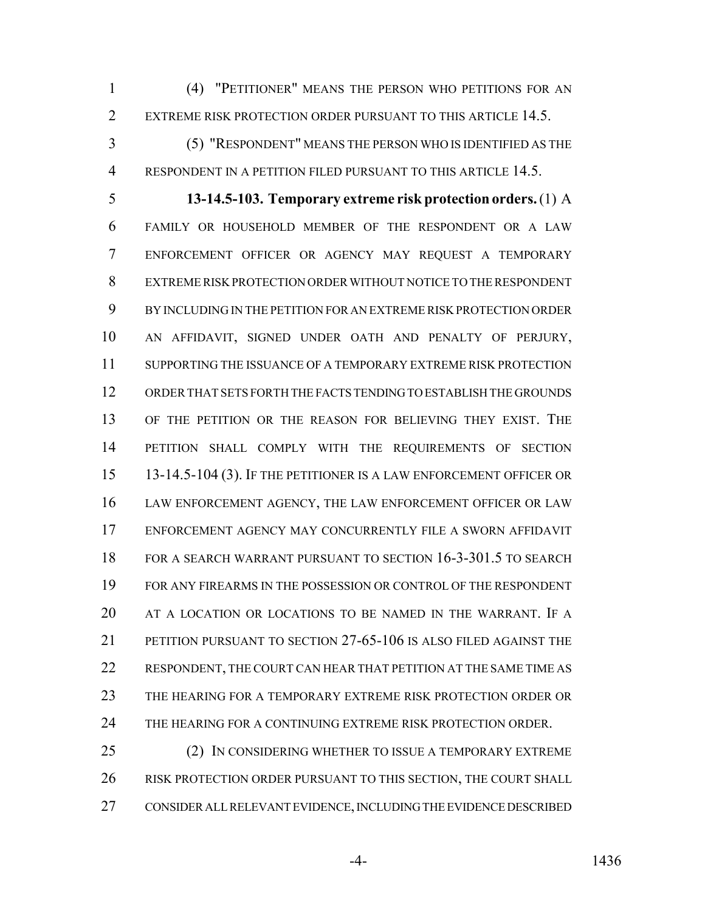(4) "PETITIONER" MEANS THE PERSON WHO PETITIONS FOR AN EXTREME RISK PROTECTION ORDER PURSUANT TO THIS ARTICLE 14.5.

(5) "RESPONDENT" MEANS THE PERSON WHO IS IDENTIFIED AS THE RESPONDENT IN A PETITION FILED PURSUANT TO THIS ARTICLE 14.5.

**13-14.5-103. Temporary extreme risk protection orders.** (1) A FAMILY OR HOUSEHOLD MEMBER OF THE RESPONDENT OR A LAW ENFORCEMENT OFFICER OR AGENCY MAY REQUEST A TEMPORARY EXTREME RISK PROTECTION ORDER WITHOUT NOTICE TO THE RESPONDENT BY INCLUDING IN THE PETITION FOR AN EXTREME RISK PROTECTION ORDER AN AFFIDAVIT, SIGNED UNDER OATH AND PENALTY OF PERJURY, SUPPORTING THE ISSUANCE OF A TEMPORARY EXTREME RISK PROTECTION ORDER THAT SETS FORTH THE FACTS TENDING TO ESTABLISH THE GROUNDS OF THE PETITION OR THE REASON FOR BELIEVING THEY EXIST. THE PETITION SHALL COMPLY WITH THE REQUIREMENTS OF SECTION 13-14.5-104 (3). IF THE PETITIONER IS A LAW ENFORCEMENT OFFICER OR LAW ENFORCEMENT AGENCY, THE LAW ENFORCEMENT OFFICER OR LAW ENFORCEMENT AGENCY MAY CONCURRENTLY FILE A SWORN AFFIDAVIT FOR A SEARCH WARRANT PURSUANT TO SECTION 16-3-301.5 TO SEARCH FOR ANY FIREARMS IN THE POSSESSION OR CONTROL OF THE RESPONDENT AT A LOCATION OR LOCATIONS TO BE NAMED IN THE WARRANT. IF A PETITION PURSUANT TO SECTION 27-65-106 IS ALSO FILED AGAINST THE RESPONDENT, THE COURT CAN HEAR THAT PETITION AT THE SAME TIME AS THE HEARING FOR A TEMPORARY EXTREME RISK PROTECTION ORDER OR THE HEARING FOR A CONTINUING EXTREME RISK PROTECTION ORDER.

(2) IN CONSIDERING WHETHER TO ISSUE A TEMPORARY EXTREME RISK PROTECTION ORDER PURSUANT TO THIS SECTION, THE COURT SHALL CONSIDER ALL RELEVANT EVIDENCE, INCLUDING THE EVIDENCE DESCRIBED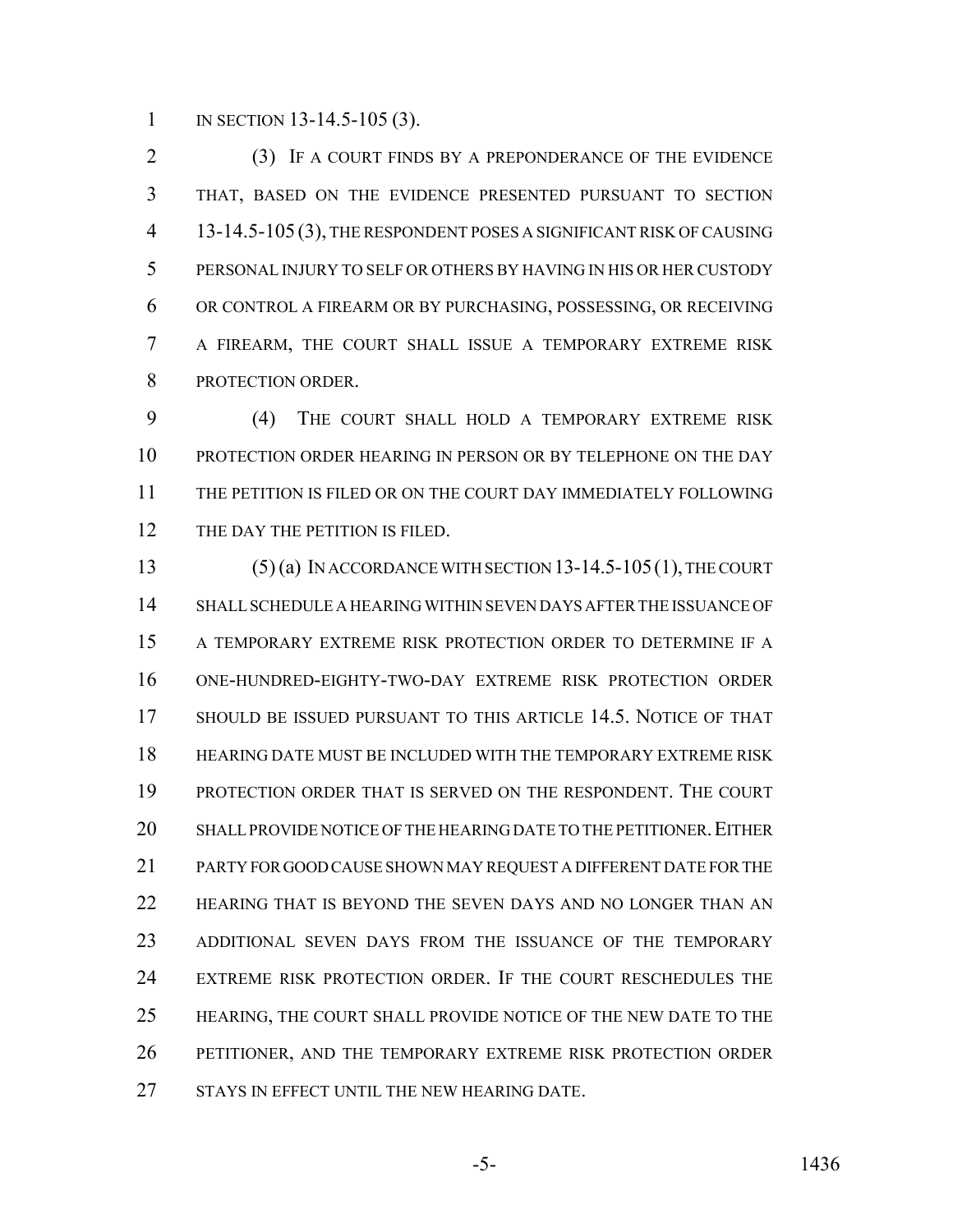IN SECTION 13-14.5-105 (3).

(3) IF A COURT FINDS BY A PREPONDERANCE OF THE EVIDENCE THAT, BASED ON THE EVIDENCE PRESENTED PURSUANT TO SECTION 13-14.5-105 (3), THE RESPONDENT POSES A SIGNIFICANT RISK OF CAUSING PERSONAL INJURY TO SELF OR OTHERS BY HAVING IN HIS OR HER CUSTODY OR CONTROL A FIREARM OR BY PURCHASING, POSSESSING, OR RECEIVING A FIREARM, THE COURT SHALL ISSUE A TEMPORARY EXTREME RISK PROTECTION ORDER.

(4) THE COURT SHALL HOLD A TEMPORARY EXTREME RISK PROTECTION ORDER HEARING IN PERSON OR BY TELEPHONE ON THE DAY THE PETITION IS FILED OR ON THE COURT DAY IMMEDIATELY FOLLOWING THE DAY THE PETITION IS FILED.

(5) (a) IN ACCORDANCE WITH SECTION 13-14.5-105 (1), THE COURT SHALL SCHEDULE A HEARING WITHIN SEVEN DAYS AFTER THE ISSUANCE OF A TEMPORARY EXTREME RISK PROTECTION ORDER TO DETERMINE IF A ONE-HUNDRED-EIGHTY-TWO-DAY EXTREME RISK PROTECTION ORDER SHOULD BE ISSUED PURSUANT TO THIS ARTICLE 14.5. NOTICE OF THAT HEARING DATE MUST BE INCLUDED WITH THE TEMPORARY EXTREME RISK PROTECTION ORDER THAT IS SERVED ON THE RESPONDENT. THE COURT SHALL PROVIDE NOTICE OF THE HEARING DATE TO THE PETITIONER. EITHER PARTY FOR GOOD CAUSE SHOWN MAY REQUEST A DIFFERENT DATE FOR THE HEARING THAT IS BEYOND THE SEVEN DAYS AND NO LONGER THAN AN ADDITIONAL SEVEN DAYS FROM THE ISSUANCE OF THE TEMPORARY EXTREME RISK PROTECTION ORDER. IF THE COURT RESCHEDULES THE HEARING, THE COURT SHALL PROVIDE NOTICE OF THE NEW DATE TO THE PETITIONER, AND THE TEMPORARY EXTREME RISK PROTECTION ORDER STAYS IN EFFECT UNTIL THE NEW HEARING DATE.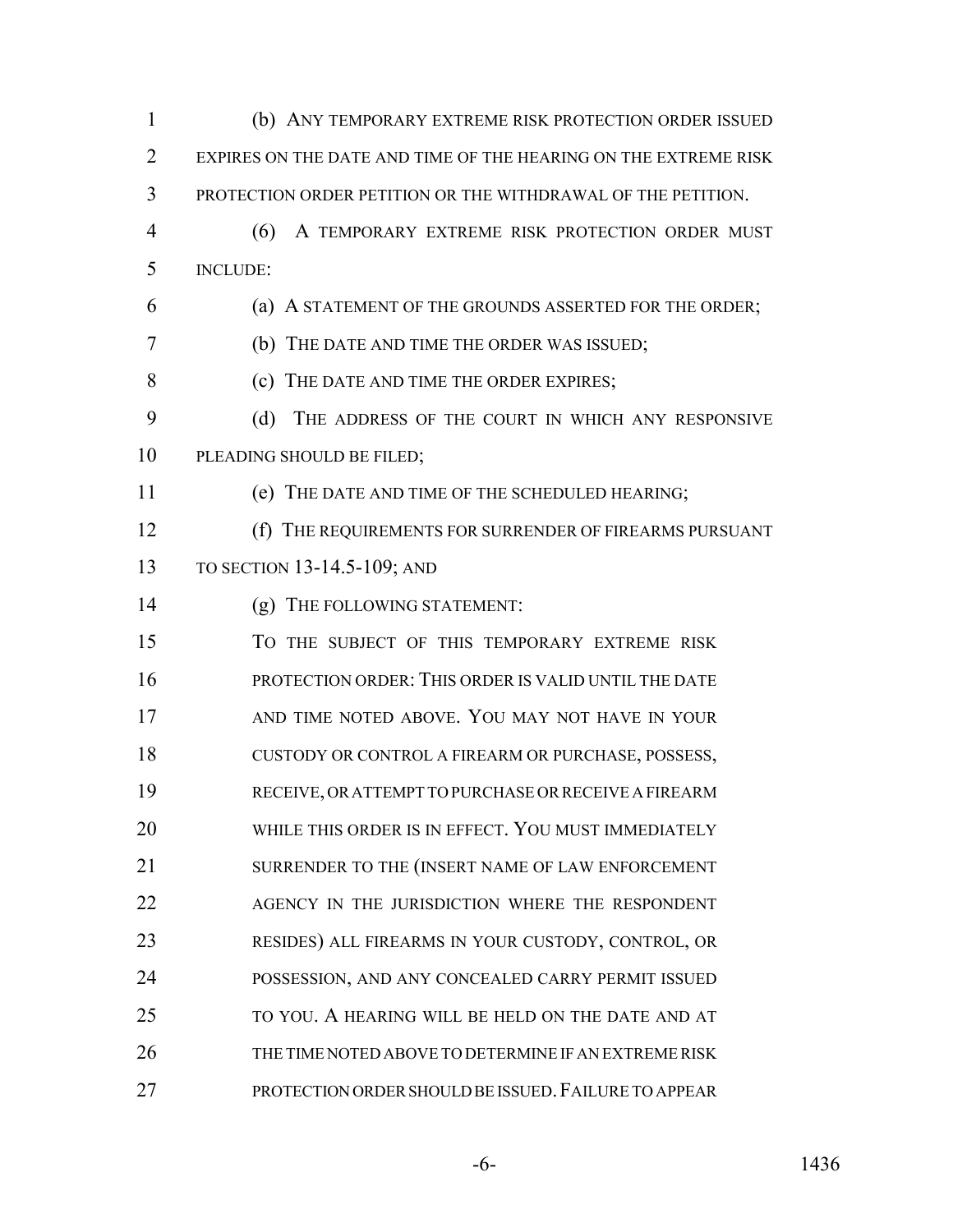(b) ANY TEMPORARY EXTREME RISK PROTECTION ORDER ISSUED EXPIRES ON THE DATE AND TIME OF THE HEARING ON THE EXTREME RISK PROTECTION ORDER PETITION OR THE WITHDRAWAL OF THE PETITION.

(6) A TEMPORARY EXTREME RISK PROTECTION ORDER MUST INCLUDE:

(a) A STATEMENT OF THE GROUNDS ASSERTED FOR THE ORDER;

(b) THE DATE AND TIME THE ORDER WAS ISSUED;

(c) THE DATE AND TIME THE ORDER EXPIRES;

(d) THE ADDRESS OF THE COURT IN WHICH ANY RESPONSIVE PLEADING SHOULD BE FILED;

(e) THE DATE AND TIME OF THE SCHEDULED HEARING;

(f) THE REQUIREMENTS FOR SURRENDER OF FIREARMS PURSUANT TO SECTION 13-14.5-109; AND

(g) THE FOLLOWING STATEMENT:

> TO THE SUBJECT OF THIS TEMPORARY EXTREME RISK PROTECTION ORDER: THIS ORDER IS VALID UNTIL THE DATE AND TIME NOTED ABOVE. YOU MAY NOT HAVE IN YOUR CUSTODY OR CONTROL A FIREARM OR PURCHASE, POSSESS, RECEIVE, OR ATTEMPT TO PURCHASE OR RECEIVE A FIREARM WHILE THIS ORDER IS IN EFFECT. YOU MUST IMMEDIATELY SURRENDER TO THE (INSERT NAME OF LAW ENFORCEMENT AGENCY IN THE JURISDICTION WHERE THE RESPONDENT RESIDES) ALL FIREARMS IN YOUR CUSTODY, CONTROL, OR POSSESSION, AND ANY CONCEALED CARRY PERMIT ISSUED TO YOU. A HEARING WILL BE HELD ON THE DATE AND AT THE TIME NOTED ABOVE TO DETERMINE IF AN EXTREME RISK PROTECTION ORDER SHOULD BE ISSUED. FAILURE TO APPEAR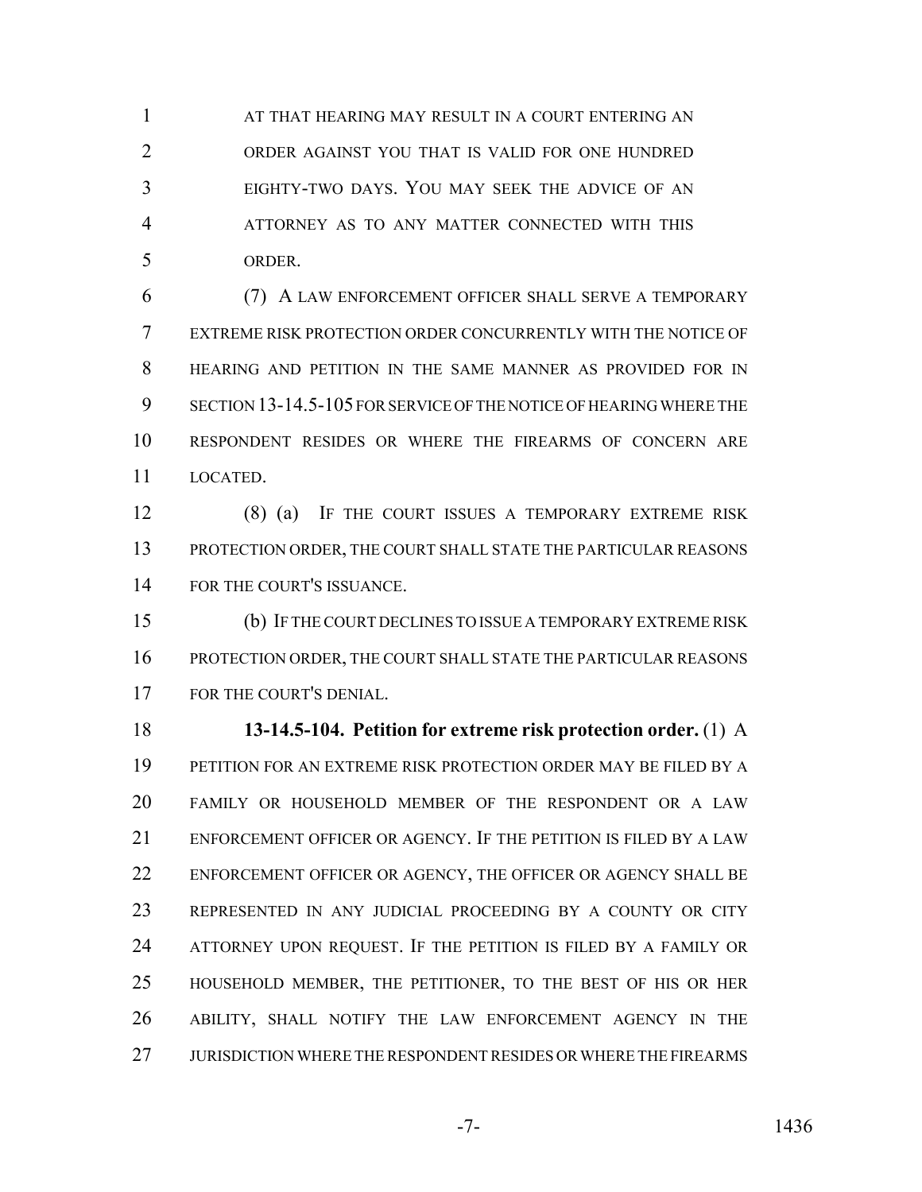AT THAT HEARING MAY RESULT IN A COURT ENTERING AN ORDER AGAINST YOU THAT IS VALID FOR ONE HUNDRED EIGHTY-TWO DAYS. YOU MAY SEEK THE ADVICE OF AN ATTORNEY AS TO ANY MATTER CONNECTED WITH THIS ORDER.

(7) A LAW ENFORCEMENT OFFICER SHALL SERVE A TEMPORARY EXTREME RISK PROTECTION ORDER CONCURRENTLY WITH THE NOTICE OF HEARING AND PETITION IN THE SAME MANNER AS PROVIDED FOR IN SECTION 13-14.5-105 FOR SERVICE OF THE NOTICE OF HEARING WHERE THE RESPONDENT RESIDES OR WHERE THE FIREARMS OF CONCERN ARE LOCATED.

(8) (a) IF THE COURT ISSUES A TEMPORARY EXTREME RISK PROTECTION ORDER, THE COURT SHALL STATE THE PARTICULAR REASONS FOR THE COURT'S ISSUANCE.

(b) IF THE COURT DECLINES TO ISSUE A TEMPORARY EXTREME RISK PROTECTION ORDER, THE COURT SHALL STATE THE PARTICULAR REASONS FOR THE COURT'S DENIAL.

**13-14.5-104. Petition for extreme risk protection order.** (1) A PETITION FOR AN EXTREME RISK PROTECTION ORDER MAY BE FILED BY A FAMILY OR HOUSEHOLD MEMBER OF THE RESPONDENT OR A LAW ENFORCEMENT OFFICER OR AGENCY. IF THE PETITION IS FILED BY A LAW ENFORCEMENT OFFICER OR AGENCY, THE OFFICER OR AGENCY SHALL BE REPRESENTED IN ANY JUDICIAL PROCEEDING BY A COUNTY OR CITY ATTORNEY UPON REQUEST. IF THE PETITION IS FILED BY A FAMILY OR HOUSEHOLD MEMBER, THE PETITIONER, TO THE BEST OF HIS OR HER ABILITY, SHALL NOTIFY THE LAW ENFORCEMENT AGENCY IN THE JURISDICTION WHERE THE RESPONDENT RESIDES OR WHERE THE FIREARMS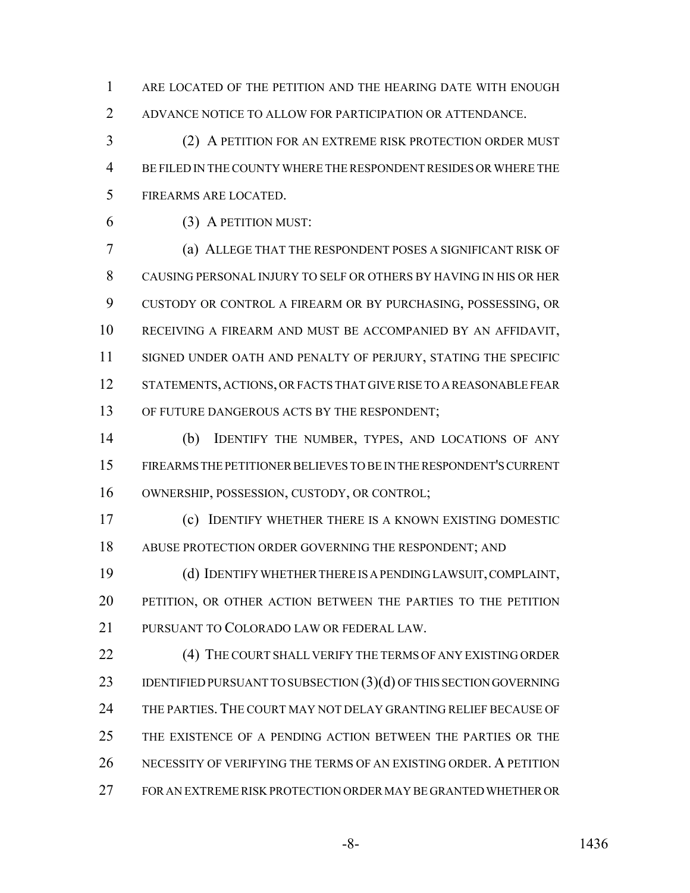ARE LOCATED OF THE PETITION AND THE HEARING DATE WITH ENOUGH ADVANCE NOTICE TO ALLOW FOR PARTICIPATION OR ATTENDANCE.

(2) A PETITION FOR AN EXTREME RISK PROTECTION ORDER MUST BE FILED IN THE COUNTY WHERE THE RESPONDENT RESIDES OR WHERE THE FIREARMS ARE LOCATED.

(3) A PETITION MUST:

(a) ALLEGE THAT THE RESPONDENT POSES A SIGNIFICANT RISK OF CAUSING PERSONAL INJURY TO SELF OR OTHERS BY HAVING IN HIS OR HER CUSTODY OR CONTROL A FIREARM OR BY PURCHASING, POSSESSING, OR RECEIVING A FIREARM AND MUST BE ACCOMPANIED BY AN AFFIDAVIT, SIGNED UNDER OATH AND PENALTY OF PERJURY, STATING THE SPECIFIC STATEMENTS, ACTIONS, OR FACTS THAT GIVE RISE TO A REASONABLE FEAR OF FUTURE DANGEROUS ACTS BY THE RESPONDENT;

(b) IDENTIFY THE NUMBER, TYPES, AND LOCATIONS OF ANY FIREARMS THE PETITIONER BELIEVES TO BE IN THE RESPONDENT'S CURRENT OWNERSHIP, POSSESSION, CUSTODY, OR CONTROL;

(c) IDENTIFY WHETHER THERE IS A KNOWN EXISTING DOMESTIC ABUSE PROTECTION ORDER GOVERNING THE RESPONDENT; AND

(d) IDENTIFY WHETHER THERE IS A PENDING LAWSUIT, COMPLAINT, PETITION, OR OTHER ACTION BETWEEN THE PARTIES TO THE PETITION PURSUANT TO COLORADO LAW OR FEDERAL LAW.

(4) THE COURT SHALL VERIFY THE TERMS OF ANY EXISTING ORDER IDENTIFIED PURSUANT TO SUBSECTION (3)(d) OF THIS SECTION GOVERNING THE PARTIES. THE COURT MAY NOT DELAY GRANTING RELIEF BECAUSE OF THE EXISTENCE OF A PENDING ACTION BETWEEN THE PARTIES OR THE NECESSITY OF VERIFYING THE TERMS OF AN EXISTING ORDER. A PETITION FOR AN EXTREME RISK PROTECTION ORDER MAY BE GRANTED WHETHER OR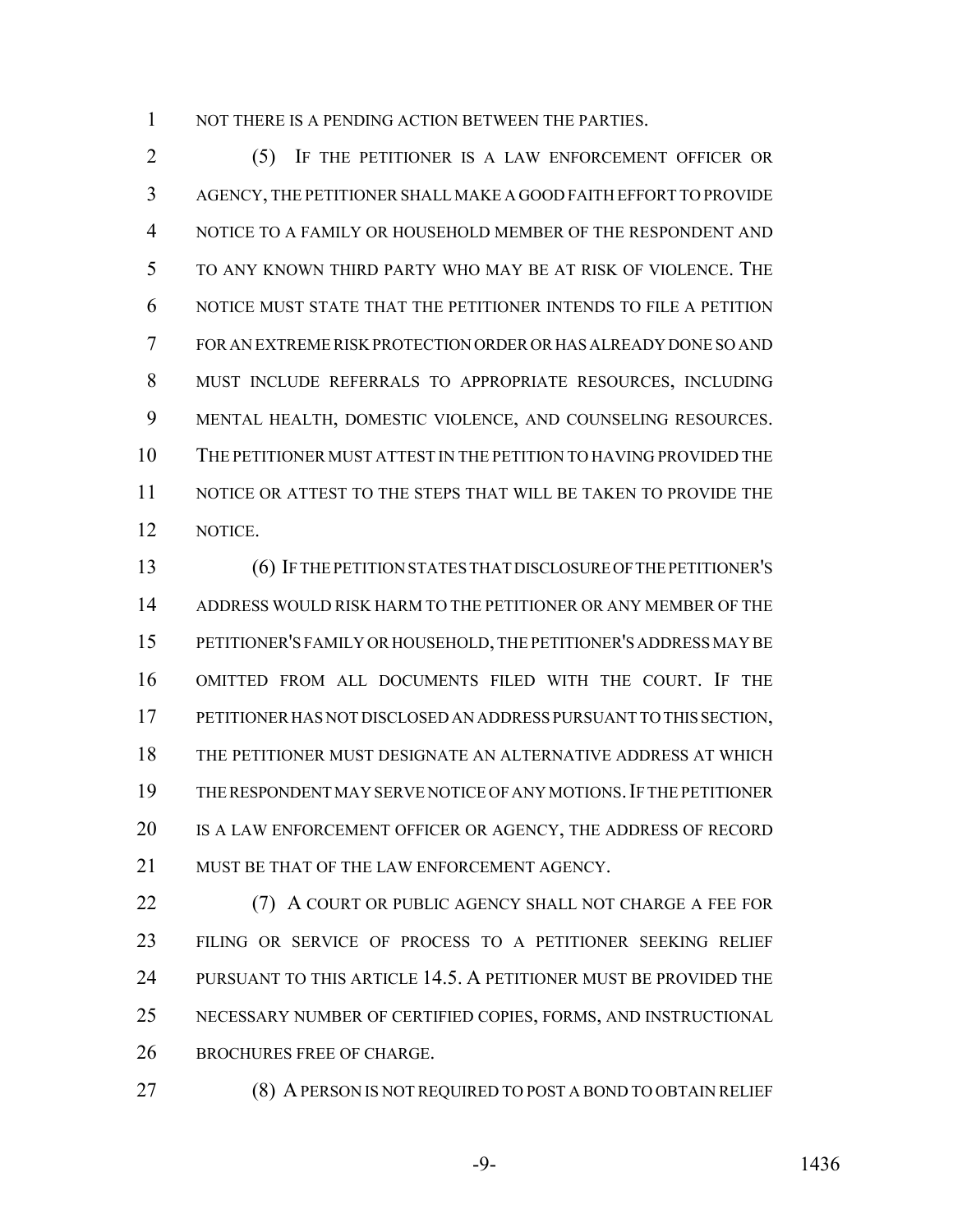NOT THERE IS A PENDING ACTION BETWEEN THE PARTIES.

(5) IF THE PETITIONER IS A LAW ENFORCEMENT OFFICER OR AGENCY, THE PETITIONER SHALL MAKE A GOOD FAITH EFFORT TO PROVIDE NOTICE TO A FAMILY OR HOUSEHOLD MEMBER OF THE RESPONDENT AND TO ANY KNOWN THIRD PARTY WHO MAY BE AT RISK OF VIOLENCE. THE NOTICE MUST STATE THAT THE PETITIONER INTENDS TO FILE A PETITION FOR AN EXTREME RISK PROTECTION ORDER OR HAS ALREADY DONE SO AND MUST INCLUDE REFERRALS TO APPROPRIATE RESOURCES, INCLUDING MENTAL HEALTH, DOMESTIC VIOLENCE, AND COUNSELING RESOURCES. THE PETITIONER MUST ATTEST IN THE PETITION TO HAVING PROVIDED THE NOTICE OR ATTEST TO THE STEPS THAT WILL BE TAKEN TO PROVIDE THE NOTICE.

(6) IF THE PETITION STATES THAT DISCLOSURE OF THE PETITIONER'S ADDRESS WOULD RISK HARM TO THE PETITIONER OR ANY MEMBER OF THE PETITIONER'S FAMILY OR HOUSEHOLD, THE PETITIONER'S ADDRESS MAY BE OMITTED FROM ALL DOCUMENTS FILED WITH THE COURT. IF THE PETITIONER HAS NOT DISCLOSED AN ADDRESS PURSUANT TO THIS SECTION, THE PETITIONER MUST DESIGNATE AN ALTERNATIVE ADDRESS AT WHICH THE RESPONDENT MAY SERVE NOTICE OF ANY MOTIONS. IF THE PETITIONER IS A LAW ENFORCEMENT OFFICER OR AGENCY, THE ADDRESS OF RECORD MUST BE THAT OF THE LAW ENFORCEMENT AGENCY.

(7) A COURT OR PUBLIC AGENCY SHALL NOT CHARGE A FEE FOR FILING OR SERVICE OF PROCESS TO A PETITIONER SEEKING RELIEF PURSUANT TO THIS ARTICLE 14.5. A PETITIONER MUST BE PROVIDED THE NECESSARY NUMBER OF CERTIFIED COPIES, FORMS, AND INSTRUCTIONAL BROCHURES FREE OF CHARGE.

(8) A PERSON IS NOT REQUIRED TO POST A BOND TO OBTAIN RELIEF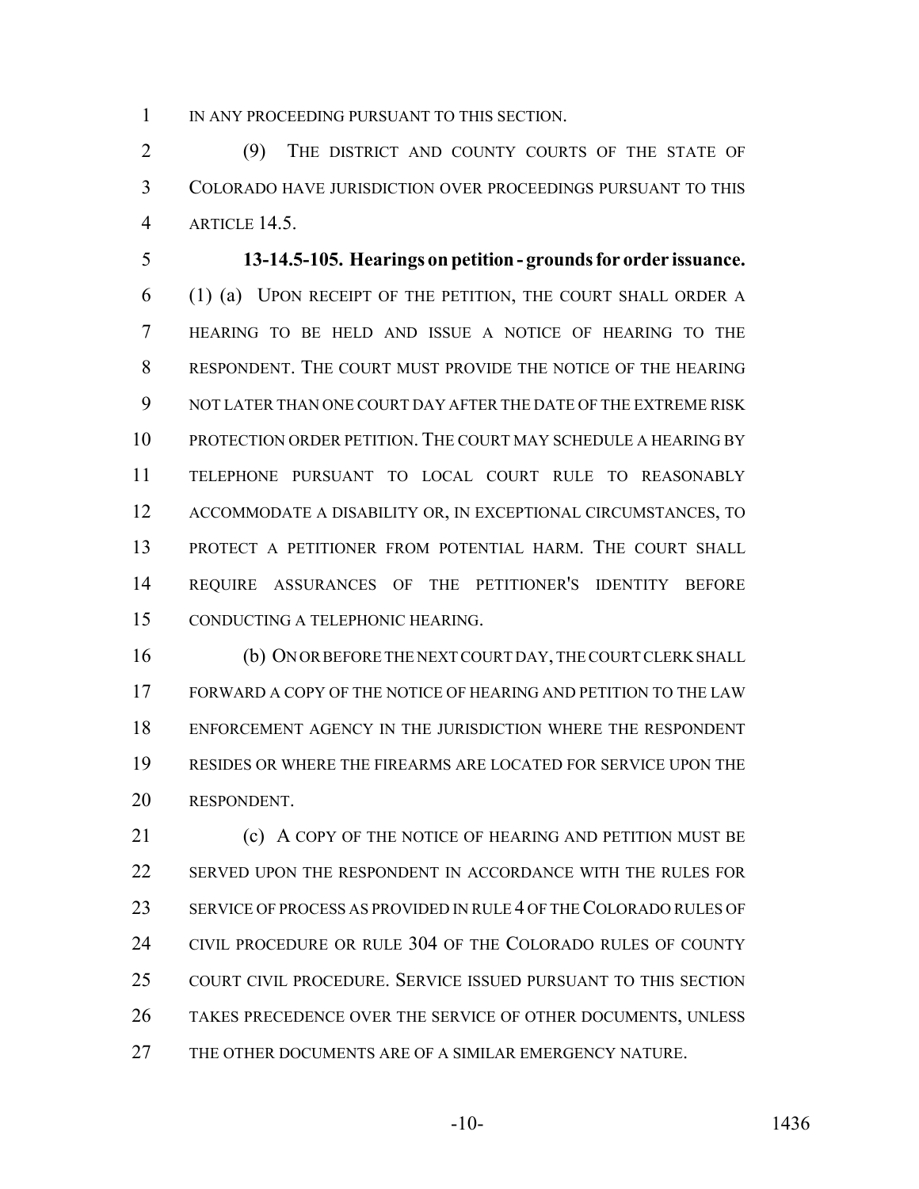IN ANY PROCEEDING PURSUANT TO THIS SECTION.

(9) THE DISTRICT AND COUNTY COURTS OF THE STATE OF COLORADO HAVE JURISDICTION OVER PROCEEDINGS PURSUANT TO THIS ARTICLE 14.5.

**13-14.5-105. Hearings on petition - grounds for order issuance.** (1) (a) UPON RECEIPT OF THE PETITION, THE COURT SHALL ORDER A HEARING TO BE HELD AND ISSUE A NOTICE OF HEARING TO THE RESPONDENT. THE COURT MUST PROVIDE THE NOTICE OF THE HEARING NOT LATER THAN ONE COURT DAY AFTER THE DATE OF THE EXTREME RISK PROTECTION ORDER PETITION. THE COURT MAY SCHEDULE A HEARING BY TELEPHONE PURSUANT TO LOCAL COURT RULE TO REASONABLY ACCOMMODATE A DISABILITY OR, IN EXCEPTIONAL CIRCUMSTANCES, TO PROTECT A PETITIONER FROM POTENTIAL HARM. THE COURT SHALL REQUIRE ASSURANCES OF THE PETITIONER'S IDENTITY BEFORE CONDUCTING A TELEPHONIC HEARING.

(b) ON OR BEFORE THE NEXT COURT DAY, THE COURT CLERK SHALL FORWARD A COPY OF THE NOTICE OF HEARING AND PETITION TO THE LAW ENFORCEMENT AGENCY IN THE JURISDICTION WHERE THE RESPONDENT RESIDES OR WHERE THE FIREARMS ARE LOCATED FOR SERVICE UPON THE RESPONDENT.

(c) A COPY OF THE NOTICE OF HEARING AND PETITION MUST BE SERVED UPON THE RESPONDENT IN ACCORDANCE WITH THE RULES FOR SERVICE OF PROCESS AS PROVIDED IN RULE 4 OF THE COLORADO RULES OF CIVIL PROCEDURE OR RULE 304 OF THE COLORADO RULES OF COUNTY COURT CIVIL PROCEDURE. SERVICE ISSUED PURSUANT TO THIS SECTION TAKES PRECEDENCE OVER THE SERVICE OF OTHER DOCUMENTS, UNLESS THE OTHER DOCUMENTS ARE OF A SIMILAR EMERGENCY NATURE.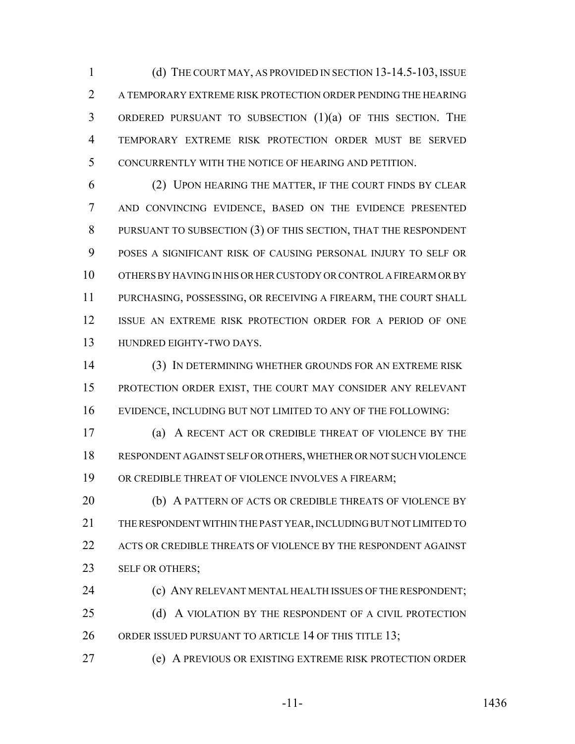(d) THE COURT MAY, AS PROVIDED IN SECTION 13-14.5-103, ISSUE A TEMPORARY EXTREME RISK PROTECTION ORDER PENDING THE HEARING ORDERED PURSUANT TO SUBSECTION (1)(a) OF THIS SECTION. THE TEMPORARY EXTREME RISK PROTECTION ORDER MUST BE SERVED CONCURRENTLY WITH THE NOTICE OF HEARING AND PETITION.

(2) UPON HEARING THE MATTER, IF THE COURT FINDS BY CLEAR AND CONVINCING EVIDENCE, BASED ON THE EVIDENCE PRESENTED PURSUANT TO SUBSECTION (3) OF THIS SECTION, THAT THE RESPONDENT POSES A SIGNIFICANT RISK OF CAUSING PERSONAL INJURY TO SELF OR OTHERS BY HAVING IN HIS OR HER CUSTODY OR CONTROL A FIREARM OR BY PURCHASING, POSSESSING, OR RECEIVING A FIREARM, THE COURT SHALL ISSUE AN EXTREME RISK PROTECTION ORDER FOR A PERIOD OF ONE HUNDRED EIGHTY-TWO DAYS.

(3) IN DETERMINING WHETHER GROUNDS FOR AN EXTREME RISK PROTECTION ORDER EXIST, THE COURT MAY CONSIDER ANY RELEVANT EVIDENCE, INCLUDING BUT NOT LIMITED TO ANY OF THE FOLLOWING:

(a) A RECENT ACT OR CREDIBLE THREAT OF VIOLENCE BY THE RESPONDENT AGAINST SELF OR OTHERS, WHETHER OR NOT SUCH VIOLENCE OR CREDIBLE THREAT OF VIOLENCE INVOLVES A FIREARM;

(b) A PATTERN OF ACTS OR CREDIBLE THREATS OF VIOLENCE BY THE RESPONDENT WITHIN THE PAST YEAR, INCLUDING BUT NOT LIMITED TO ACTS OR CREDIBLE THREATS OF VIOLENCE BY THE RESPONDENT AGAINST SELF OR OTHERS;

(c) ANY RELEVANT MENTAL HEALTH ISSUES OF THE RESPONDENT;

(d) A VIOLATION BY THE RESPONDENT OF A CIVIL PROTECTION ORDER ISSUED PURSUANT TO ARTICLE 14 OF THIS TITLE 13;

(e) A PREVIOUS OR EXISTING EXTREME RISK PROTECTION ORDER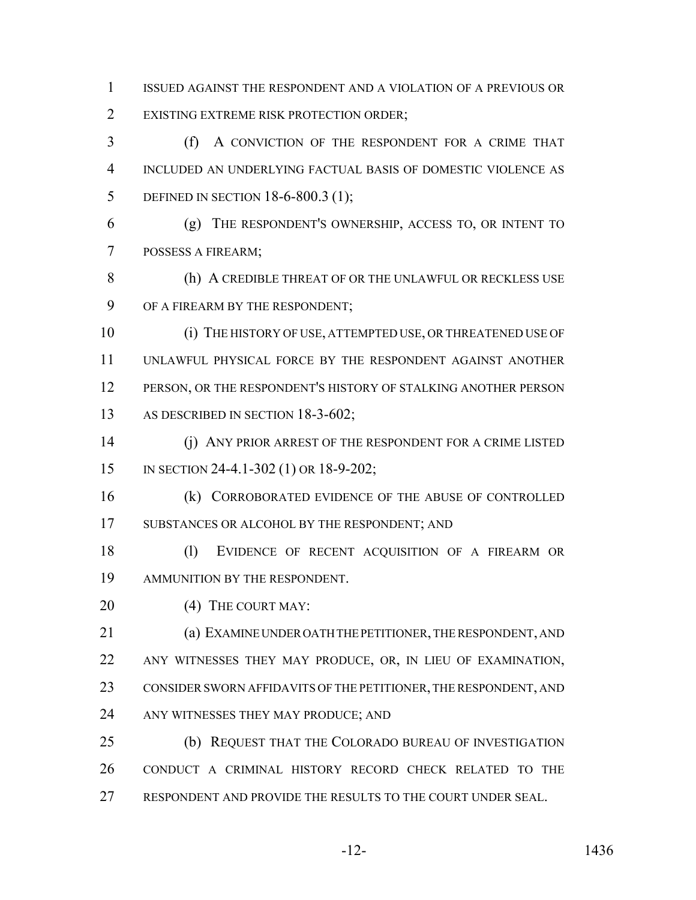ISSUED AGAINST THE RESPONDENT AND A VIOLATION OF A PREVIOUS OR EXISTING EXTREME RISK PROTECTION ORDER;

(f) A CONVICTION OF THE RESPONDENT FOR A CRIME THAT INCLUDED AN UNDERLYING FACTUAL BASIS OF DOMESTIC VIOLENCE AS DEFINED IN SECTION 18-6-800.3 (1);

(g) THE RESPONDENT'S OWNERSHIP, ACCESS TO, OR INTENT TO POSSESS A FIREARM;

(h) A CREDIBLE THREAT OF OR THE UNLAWFUL OR RECKLESS USE OF A FIREARM BY THE RESPONDENT;

(i) THE HISTORY OF USE, ATTEMPTED USE, OR THREATENED USE OF UNLAWFUL PHYSICAL FORCE BY THE RESPONDENT AGAINST ANOTHER PERSON, OR THE RESPONDENT'S HISTORY OF STALKING ANOTHER PERSON AS DESCRIBED IN SECTION 18-3-602;

(j) ANY PRIOR ARREST OF THE RESPONDENT FOR A CRIME LISTED IN SECTION 24-4.1-302 (1) OR 18-9-202;

(k) CORROBORATED EVIDENCE OF THE ABUSE OF CONTROLLED SUBSTANCES OR ALCOHOL BY THE RESPONDENT; AND

(l) EVIDENCE OF RECENT ACQUISITION OF A FIREARM OR AMMUNITION BY THE RESPONDENT.

(4) THE COURT MAY:

(a) EXAMINE UNDER OATH THE PETITIONER, THE RESPONDENT, AND ANY WITNESSES THEY MAY PRODUCE, OR, IN LIEU OF EXAMINATION, CONSIDER SWORN AFFIDAVITS OF THE PETITIONER, THE RESPONDENT, AND ANY WITNESSES THEY MAY PRODUCE; AND

(b) REQUEST THAT THE COLORADO BUREAU OF INVESTIGATION CONDUCT A CRIMINAL HISTORY RECORD CHECK RELATED TO THE RESPONDENT AND PROVIDE THE RESULTS TO THE COURT UNDER SEAL.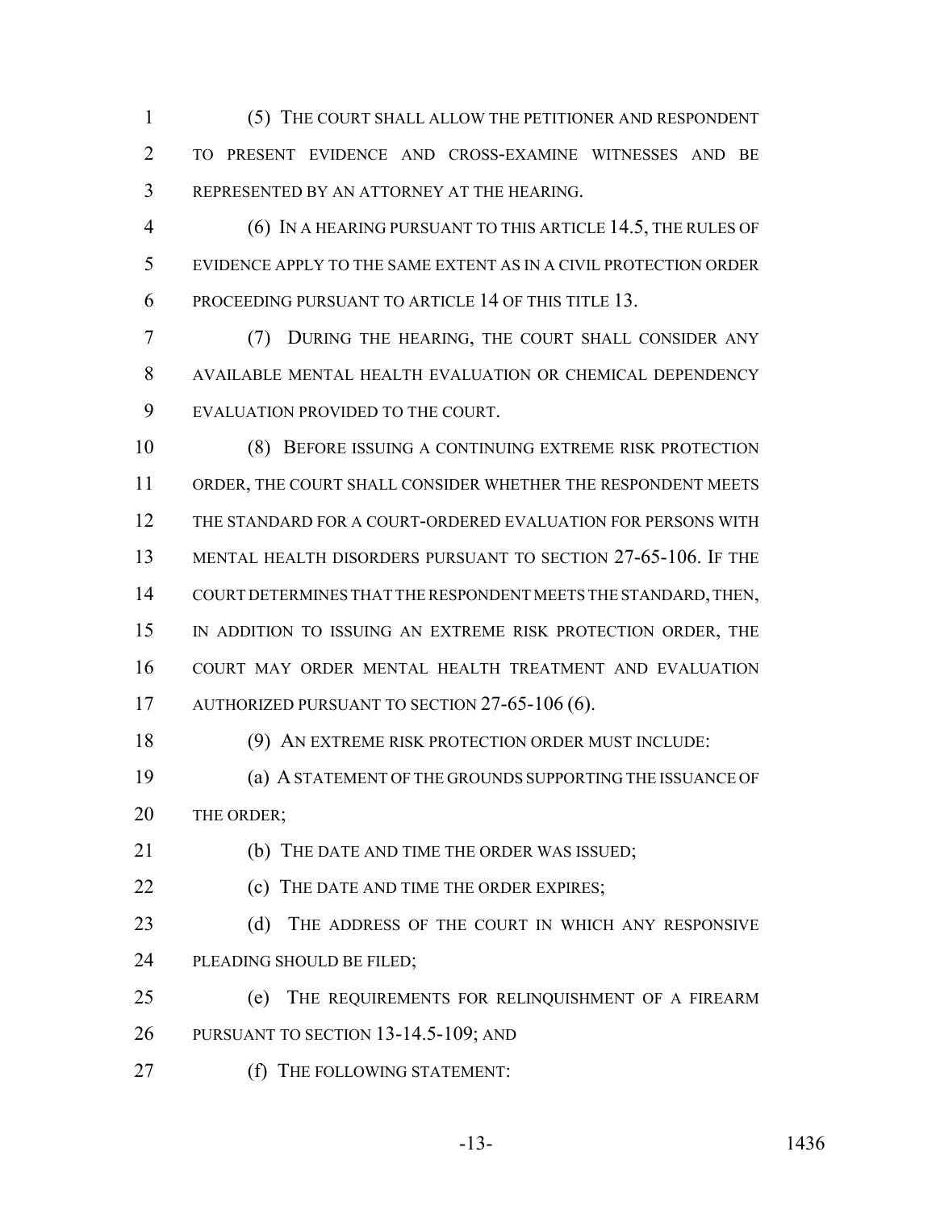(5) THE COURT SHALL ALLOW THE PETITIONER AND RESPONDENT TO PRESENT EVIDENCE AND CROSS-EXAMINE WITNESSES AND BE REPRESENTED BY AN ATTORNEY AT THE HEARING.

(6) IN A HEARING PURSUANT TO THIS ARTICLE 14.5, THE RULES OF EVIDENCE APPLY TO THE SAME EXTENT AS IN A CIVIL PROTECTION ORDER PROCEEDING PURSUANT TO ARTICLE 14 OF THIS TITLE 13.

(7) DURING THE HEARING, THE COURT SHALL CONSIDER ANY AVAILABLE MENTAL HEALTH EVALUATION OR CHEMICAL DEPENDENCY EVALUATION PROVIDED TO THE COURT.

(8) BEFORE ISSUING A CONTINUING EXTREME RISK PROTECTION ORDER, THE COURT SHALL CONSIDER WHETHER THE RESPONDENT MEETS THE STANDARD FOR A COURT-ORDERED EVALUATION FOR PERSONS WITH MENTAL HEALTH DISORDERS PURSUANT TO SECTION 27-65-106. IF THE COURT DETERMINES THAT THE RESPONDENT MEETS THE STANDARD, THEN, IN ADDITION TO ISSUING AN EXTREME RISK PROTECTION ORDER, THE COURT MAY ORDER MENTAL HEALTH TREATMENT AND EVALUATION AUTHORIZED PURSUANT TO SECTION 27-65-106 (6).

(9) AN EXTREME RISK PROTECTION ORDER MUST INCLUDE:

(a) A STATEMENT OF THE GROUNDS SUPPORTING THE ISSUANCE OF THE ORDER;

(b) THE DATE AND TIME THE ORDER WAS ISSUED;

(c) THE DATE AND TIME THE ORDER EXPIRES;

(d) THE ADDRESS OF THE COURT IN WHICH ANY RESPONSIVE PLEADING SHOULD BE FILED;

(e) THE REQUIREMENTS FOR RELINQUISHMENT OF A FIREARM PURSUANT TO SECTION 13-14.5-109; AND

(f) THE FOLLOWING STATEMENT: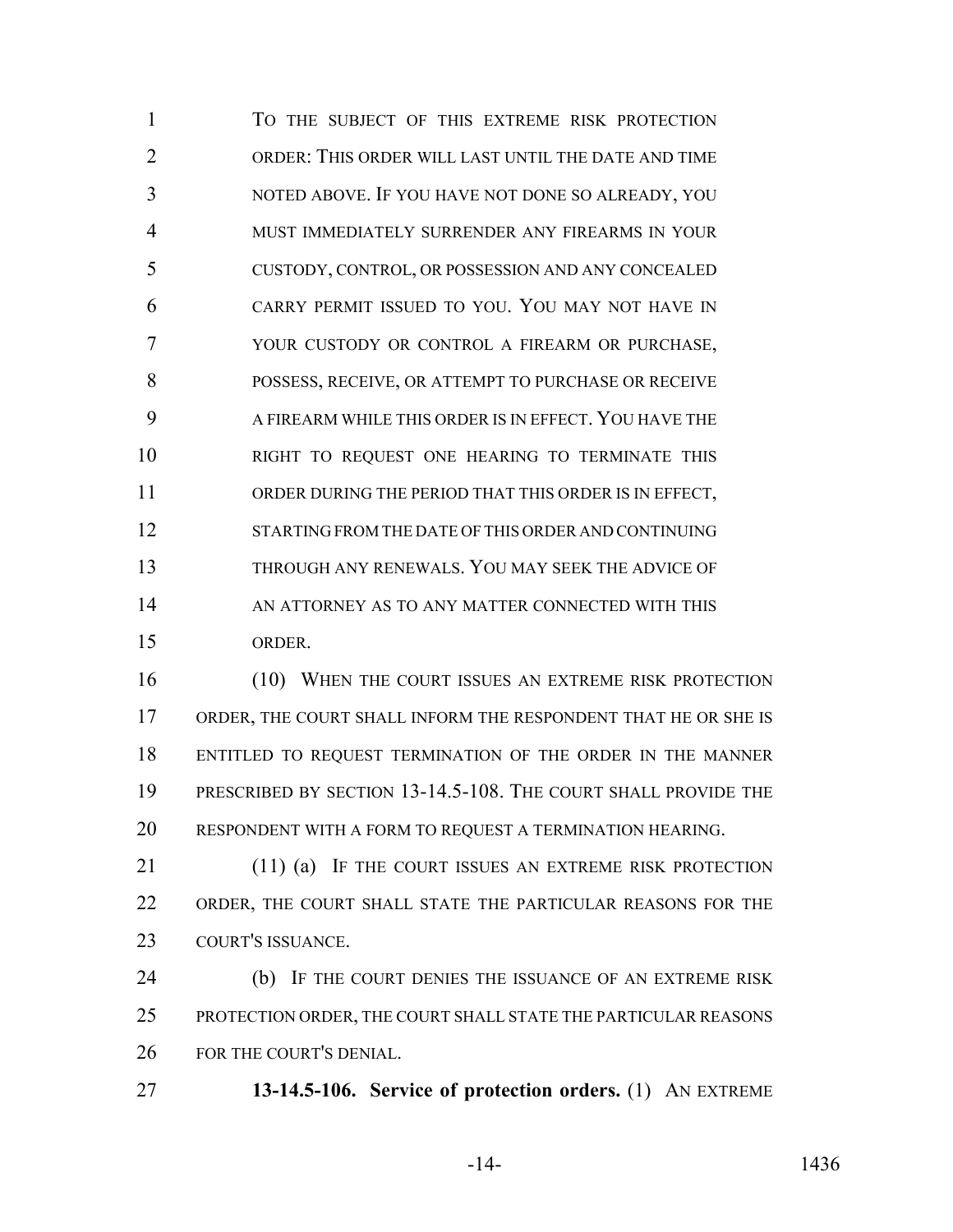TO THE SUBJECT OF THIS EXTREME RISK PROTECTION ORDER: THIS ORDER WILL LAST UNTIL THE DATE AND TIME NOTED ABOVE. IF YOU HAVE NOT DONE SO ALREADY, YOU MUST IMMEDIATELY SURRENDER ANY FIREARMS IN YOUR CUSTODY, CONTROL, OR POSSESSION AND ANY CONCEALED CARRY PERMIT ISSUED TO YOU. YOU MAY NOT HAVE IN YOUR CUSTODY OR CONTROL A FIREARM OR PURCHASE, POSSESS, RECEIVE, OR ATTEMPT TO PURCHASE OR RECEIVE A FIREARM WHILE THIS ORDER IS IN EFFECT. YOU HAVE THE RIGHT TO REQUEST ONE HEARING TO TERMINATE THIS ORDER DURING THE PERIOD THAT THIS ORDER IS IN EFFECT, STARTING FROM THE DATE OF THIS ORDER AND CONTINUING THROUGH ANY RENEWALS. YOU MAY SEEK THE ADVICE OF AN ATTORNEY AS TO ANY MATTER CONNECTED WITH THIS ORDER.

(10) WHEN THE COURT ISSUES AN EXTREME RISK PROTECTION ORDER, THE COURT SHALL INFORM THE RESPONDENT THAT HE OR SHE IS ENTITLED TO REQUEST TERMINATION OF THE ORDER IN THE MANNER PRESCRIBED BY SECTION 13-14.5-108. THE COURT SHALL PROVIDE THE RESPONDENT WITH A FORM TO REQUEST A TERMINATION HEARING.

(11) (a) IF THE COURT ISSUES AN EXTREME RISK PROTECTION ORDER, THE COURT SHALL STATE THE PARTICULAR REASONS FOR THE COURT'S ISSUANCE.

(b) IF THE COURT DENIES THE ISSUANCE OF AN EXTREME RISK PROTECTION ORDER, THE COURT SHALL STATE THE PARTICULAR REASONS FOR THE COURT'S DENIAL.

**13-14.5-106. Service of protection orders.** (1) AN EXTREME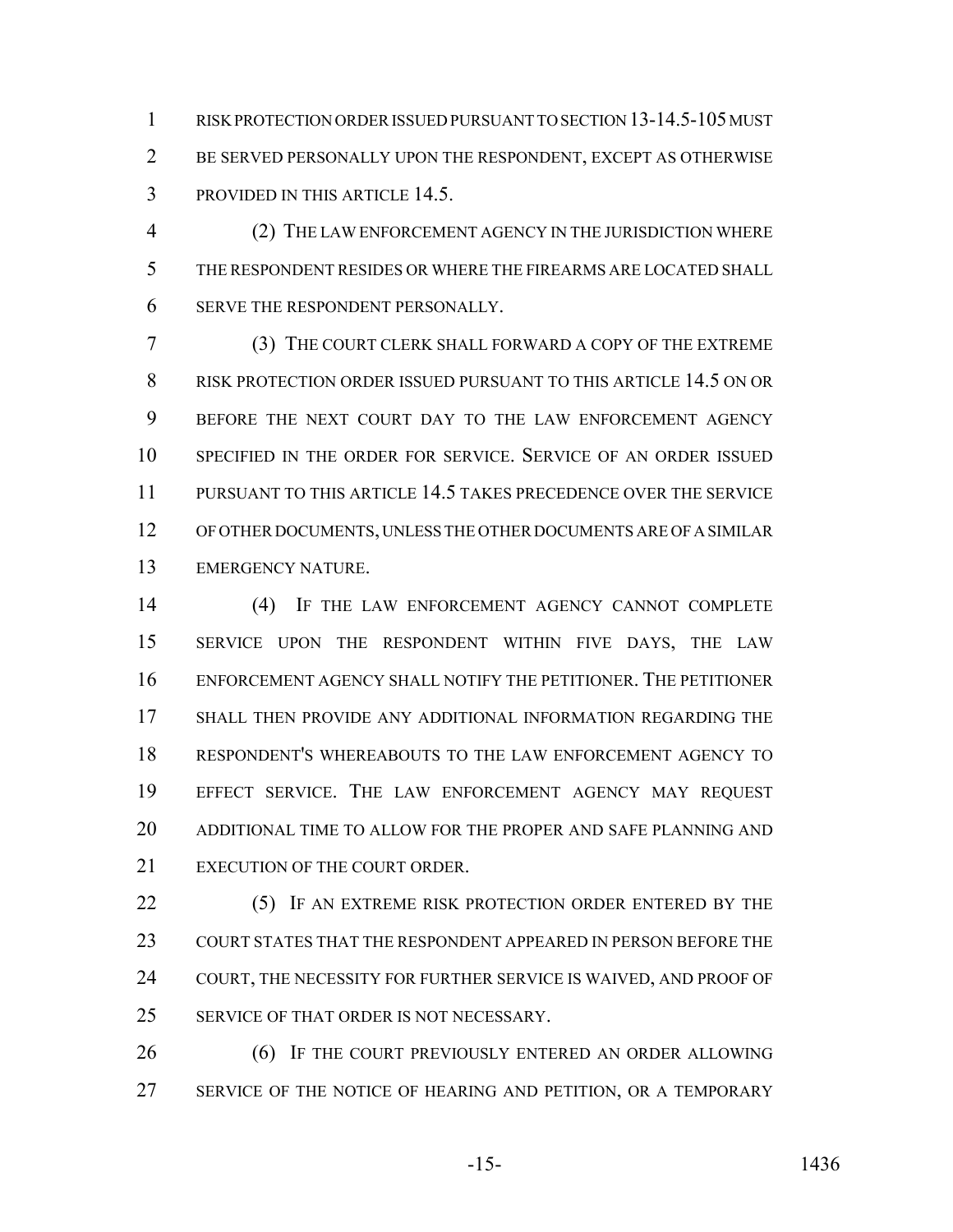RISK PROTECTION ORDER ISSUED PURSUANT TO SECTION 13-14.5-105 MUST BE SERVED PERSONALLY UPON THE RESPONDENT, EXCEPT AS OTHERWISE PROVIDED IN THIS ARTICLE 14.5.

(2) THE LAW ENFORCEMENT AGENCY IN THE JURISDICTION WHERE THE RESPONDENT RESIDES OR WHERE THE FIREARMS ARE LOCATED SHALL SERVE THE RESPONDENT PERSONALLY.

(3) THE COURT CLERK SHALL FORWARD A COPY OF THE EXTREME RISK PROTECTION ORDER ISSUED PURSUANT TO THIS ARTICLE 14.5 ON OR BEFORE THE NEXT COURT DAY TO THE LAW ENFORCEMENT AGENCY SPECIFIED IN THE ORDER FOR SERVICE. SERVICE OF AN ORDER ISSUED PURSUANT TO THIS ARTICLE 14.5 TAKES PRECEDENCE OVER THE SERVICE OF OTHER DOCUMENTS, UNLESS THE OTHER DOCUMENTS ARE OF A SIMILAR EMERGENCY NATURE.

(4) IF THE LAW ENFORCEMENT AGENCY CANNOT COMPLETE SERVICE UPON THE RESPONDENT WITHIN FIVE DAYS, THE LAW ENFORCEMENT AGENCY SHALL NOTIFY THE PETITIONER. THE PETITIONER SHALL THEN PROVIDE ANY ADDITIONAL INFORMATION REGARDING THE RESPONDENT'S WHEREABOUTS TO THE LAW ENFORCEMENT AGENCY TO EFFECT SERVICE. THE LAW ENFORCEMENT AGENCY MAY REQUEST ADDITIONAL TIME TO ALLOW FOR THE PROPER AND SAFE PLANNING AND EXECUTION OF THE COURT ORDER.

(5) IF AN EXTREME RISK PROTECTION ORDER ENTERED BY THE COURT STATES THAT THE RESPONDENT APPEARED IN PERSON BEFORE THE COURT, THE NECESSITY FOR FURTHER SERVICE IS WAIVED, AND PROOF OF SERVICE OF THAT ORDER IS NOT NECESSARY.

(6) IF THE COURT PREVIOUSLY ENTERED AN ORDER ALLOWING SERVICE OF THE NOTICE OF HEARING AND PETITION, OR A TEMPORARY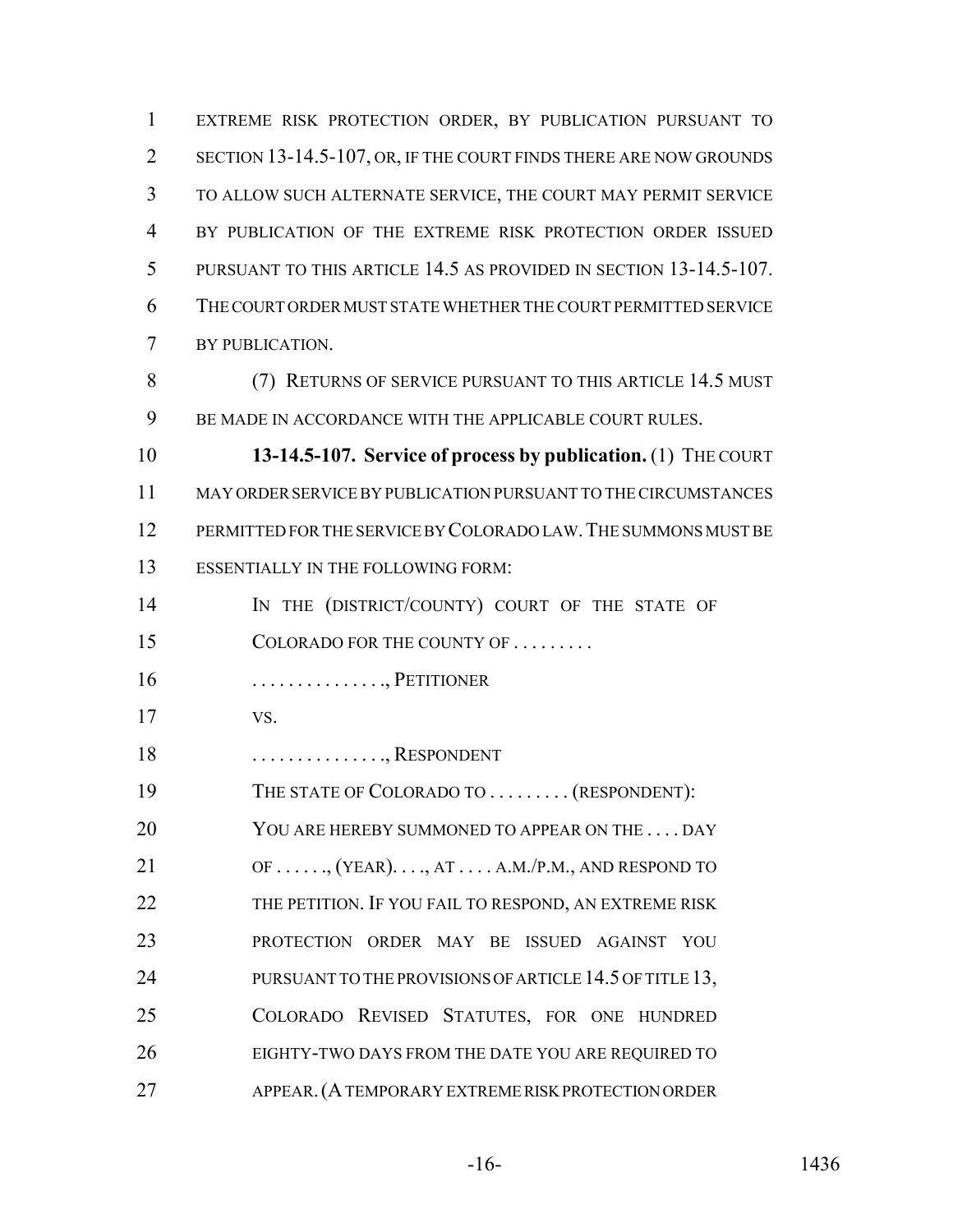EXTREME RISK PROTECTION ORDER, BY PUBLICATION PURSUANT TO SECTION 13-14.5-107, OR, IF THE COURT FINDS THERE ARE NOW GROUNDS TO ALLOW SUCH ALTERNATE SERVICE, THE COURT MAY PERMIT SERVICE BY PUBLICATION OF THE EXTREME RISK PROTECTION ORDER ISSUED PURSUANT TO THIS ARTICLE 14.5 AS PROVIDED IN SECTION 13-14.5-107. THE COURT ORDER MUST STATE WHETHER THE COURT PERMITTED SERVICE BY PUBLICATION.

(7) RETURNS OF SERVICE PURSUANT TO THIS ARTICLE 14.5 MUST BE MADE IN ACCORDANCE WITH THE APPLICABLE COURT RULES.

**13-14.5-107. Service of process by publication.** (1) THE COURT MAY ORDER SERVICE BY PUBLICATION PURSUANT TO THE CIRCUMSTANCES PERMITTED FOR THE SERVICE BY COLORADO LAW. THE SUMMONS MUST BE ESSENTIALLY IN THE FOLLOWING FORM:

IN THE (DISTRICT/COUNTY) COURT OF THE STATE OF COLORADO FOR THE COUNTY OF . . . . . . . . .

. . . . . . . . . . . . . . ., PETITIONER

VS.

. . . . . . . . . . . . . . ., RESPONDENT

THE STATE OF COLORADO TO . . . . . . . . . (RESPONDENT):

YOU ARE HEREBY SUMMONED TO APPEAR ON THE . . . . DAY OF . . . . . ., (YEAR). . . ., AT . . . . A.M./P.M., AND RESPOND TO THE PETITION. IF YOU FAIL TO RESPOND, AN EXTREME RISK PROTECTION ORDER MAY BE ISSUED AGAINST YOU PURSUANT TO THE PROVISIONS OF ARTICLE 14.5 OF TITLE 13, COLORADO REVISED STATUTES, FOR ONE HUNDRED EIGHTY-TWO DAYS FROM THE DATE YOU ARE REQUIRED TO APPEAR. (A TEMPORARY EXTREME RISK PROTECTION ORDER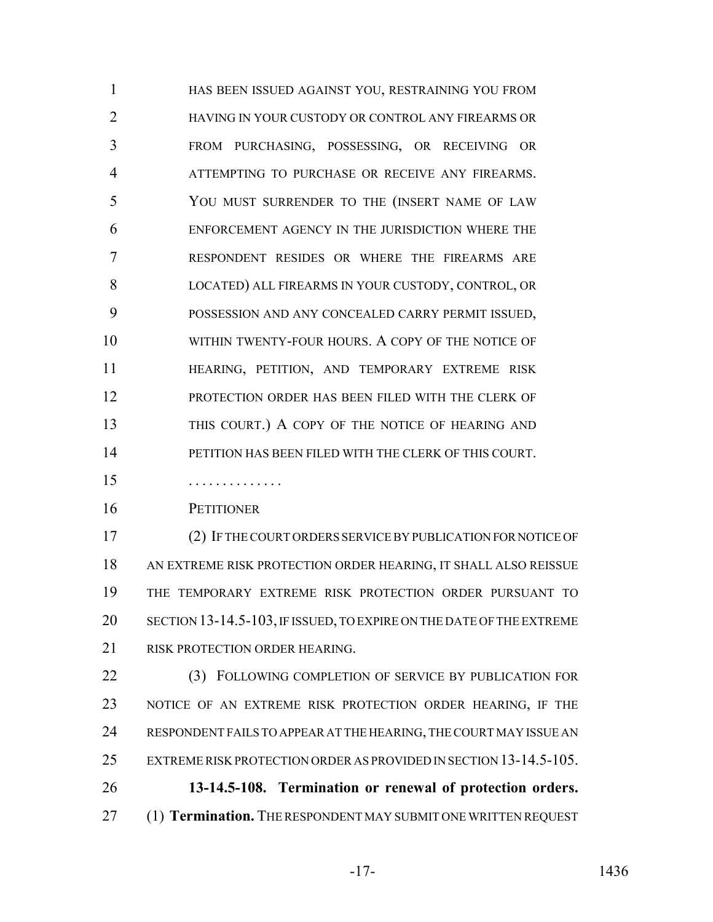HAS BEEN ISSUED AGAINST YOU, RESTRAINING YOU FROM HAVING IN YOUR CUSTODY OR CONTROL ANY FIREARMS OR FROM PURCHASING, POSSESSING, OR RECEIVING OR ATTEMPTING TO PURCHASE OR RECEIVE ANY FIREARMS. YOU MUST SURRENDER TO THE (INSERT NAME OF LAW ENFORCEMENT AGENCY IN THE JURISDICTION WHERE THE RESPONDENT RESIDES OR WHERE THE FIREARMS ARE LOCATED) ALL FIREARMS IN YOUR CUSTODY, CONTROL, OR POSSESSION AND ANY CONCEALED CARRY PERMIT ISSUED, WITHIN TWENTY-FOUR HOURS. A COPY OF THE NOTICE OF HEARING, PETITION, AND TEMPORARY EXTREME RISK PROTECTION ORDER HAS BEEN FILED WITH THE CLERK OF THIS COURT.) A COPY OF THE NOTICE OF HEARING AND PETITION HAS BEEN FILED WITH THE CLERK OF THIS COURT.

. . . . . . . . . . . . .

PETITIONER

(2) IF THE COURT ORDERS SERVICE BY PUBLICATION FOR NOTICE OF AN EXTREME RISK PROTECTION ORDER HEARING, IT SHALL ALSO REISSUE THE TEMPORARY EXTREME RISK PROTECTION ORDER PURSUANT TO SECTION 13-14.5-103, IF ISSUED, TO EXPIRE ON THE DATE OF THE EXTREME RISK PROTECTION ORDER HEARING.

(3) FOLLOWING COMPLETION OF SERVICE BY PUBLICATION FOR NOTICE OF AN EXTREME RISK PROTECTION ORDER HEARING, IF THE RESPONDENT FAILS TO APPEAR AT THE HEARING, THE COURT MAY ISSUE AN EXTREME RISK PROTECTION ORDER AS PROVIDED IN SECTION 13-14.5-105.

**13-14.5-108. Termination or renewal of protection orders.** (1) **Termination.** THE RESPONDENT MAY SUBMIT ONE WRITTEN REQUEST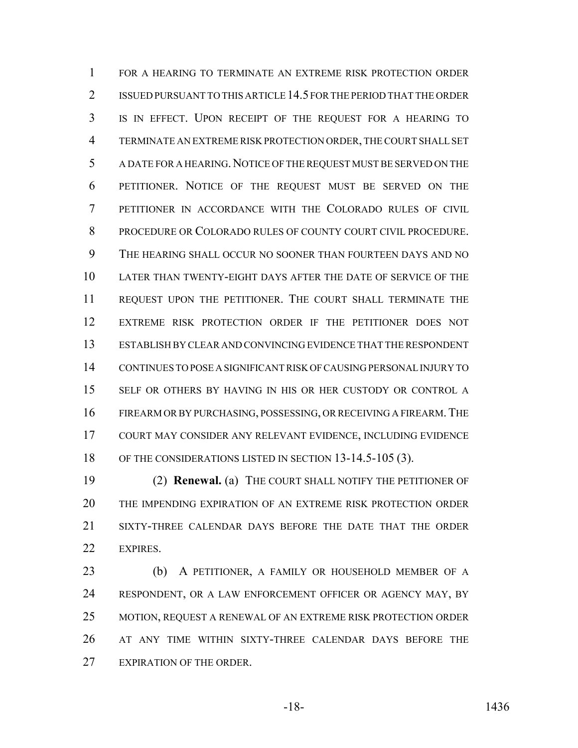FOR A HEARING TO TERMINATE AN EXTREME RISK PROTECTION ORDER ISSUED PURSUANT TO THIS ARTICLE 14.5 FOR THE PERIOD THAT THE ORDER IS IN EFFECT. UPON RECEIPT OF THE REQUEST FOR A HEARING TO TERMINATE AN EXTREME RISK PROTECTION ORDER, THE COURT SHALL SET A DATE FOR A HEARING. NOTICE OF THE REQUEST MUST BE SERVED ON THE PETITIONER. NOTICE OF THE REQUEST MUST BE SERVED ON THE PETITIONER IN ACCORDANCE WITH THE COLORADO RULES OF CIVIL PROCEDURE OR COLORADO RULES OF COUNTY COURT CIVIL PROCEDURE. THE HEARING SHALL OCCUR NO SOONER THAN FOURTEEN DAYS AND NO LATER THAN TWENTY-EIGHT DAYS AFTER THE DATE OF SERVICE OF THE REQUEST UPON THE PETITIONER. THE COURT SHALL TERMINATE THE EXTREME RISK PROTECTION ORDER IF THE PETITIONER DOES NOT ESTABLISH BY CLEAR AND CONVINCING EVIDENCE THAT THE RESPONDENT CONTINUES TO POSE A SIGNIFICANT RISK OF CAUSING PERSONAL INJURY TO SELF OR OTHERS BY HAVING IN HIS OR HER CUSTODY OR CONTROL A FIREARM OR BY PURCHASING, POSSESSING, OR RECEIVING A FIREARM. THE COURT MAY CONSIDER ANY RELEVANT EVIDENCE, INCLUDING EVIDENCE OF THE CONSIDERATIONS LISTED IN SECTION 13-14.5-105 (3).

(2) **Renewal.** (a) THE COURT SHALL NOTIFY THE PETITIONER OF THE IMPENDING EXPIRATION OF AN EXTREME RISK PROTECTION ORDER SIXTY-THREE CALENDAR DAYS BEFORE THE DATE THAT THE ORDER EXPIRES.

(b) A PETITIONER, A FAMILY OR HOUSEHOLD MEMBER OF A RESPONDENT, OR A LAW ENFORCEMENT OFFICER OR AGENCY MAY, BY MOTION, REQUEST A RENEWAL OF AN EXTREME RISK PROTECTION ORDER AT ANY TIME WITHIN SIXTY-THREE CALENDAR DAYS BEFORE THE EXPIRATION OF THE ORDER.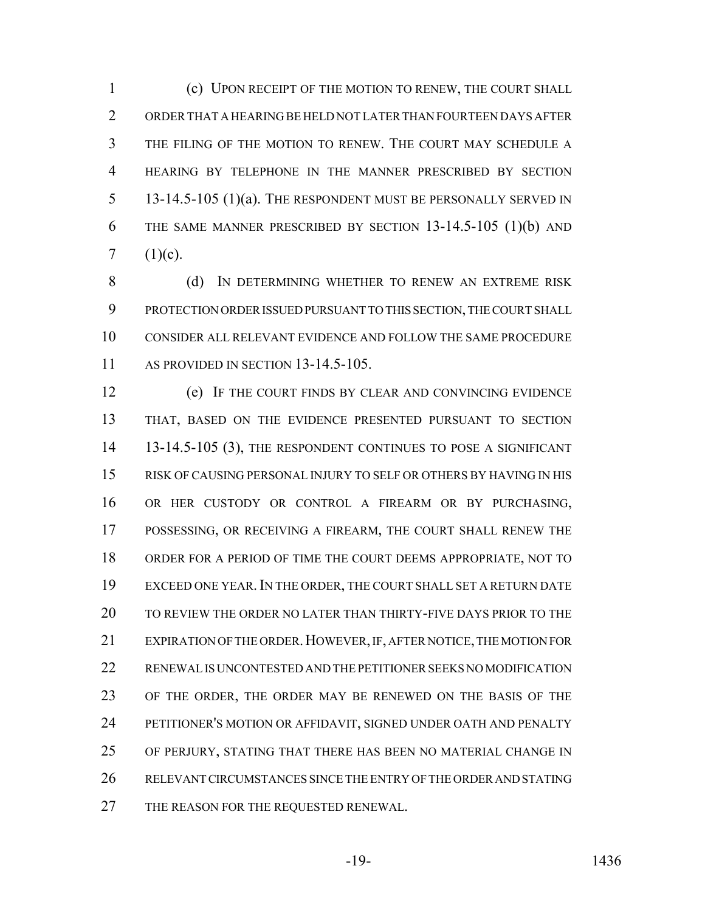(c) UPON RECEIPT OF THE MOTION TO RENEW, THE COURT SHALL ORDER THAT A HEARING BE HELD NOT LATER THAN FOURTEEN DAYS AFTER THE FILING OF THE MOTION TO RENEW. THE COURT MAY SCHEDULE A HEARING BY TELEPHONE IN THE MANNER PRESCRIBED BY SECTION 13-14.5-105 (1)(a). THE RESPONDENT MUST BE PERSONALLY SERVED IN THE SAME MANNER PRESCRIBED BY SECTION 13-14.5-105 (1)(b) AND (1)(c).

(d) IN DETERMINING WHETHER TO RENEW AN EXTREME RISK PROTECTION ORDER ISSUED PURSUANT TO THIS SECTION, THE COURT SHALL CONSIDER ALL RELEVANT EVIDENCE AND FOLLOW THE SAME PROCEDURE AS PROVIDED IN SECTION 13-14.5-105.

(e) IF THE COURT FINDS BY CLEAR AND CONVINCING EVIDENCE THAT, BASED ON THE EVIDENCE PRESENTED PURSUANT TO SECTION 13-14.5-105 (3), THE RESPONDENT CONTINUES TO POSE A SIGNIFICANT RISK OF CAUSING PERSONAL INJURY TO SELF OR OTHERS BY HAVING IN HIS OR HER CUSTODY OR CONTROL A FIREARM OR BY PURCHASING, POSSESSING, OR RECEIVING A FIREARM, THE COURT SHALL RENEW THE ORDER FOR A PERIOD OF TIME THE COURT DEEMS APPROPRIATE, NOT TO EXCEED ONE YEAR. IN THE ORDER, THE COURT SHALL SET A RETURN DATE TO REVIEW THE ORDER NO LATER THAN THIRTY-FIVE DAYS PRIOR TO THE EXPIRATION OF THE ORDER. HOWEVER, IF, AFTER NOTICE, THE MOTION FOR RENEWAL IS UNCONTESTED AND THE PETITIONER SEEKS NO MODIFICATION OF THE ORDER, THE ORDER MAY BE RENEWED ON THE BASIS OF THE PETITIONER'S MOTION OR AFFIDAVIT, SIGNED UNDER OATH AND PENALTY OF PERJURY, STATING THAT THERE HAS BEEN NO MATERIAL CHANGE IN RELEVANT CIRCUMSTANCES SINCE THE ENTRY OF THE ORDER AND STATING THE REASON FOR THE REQUESTED RENEWAL.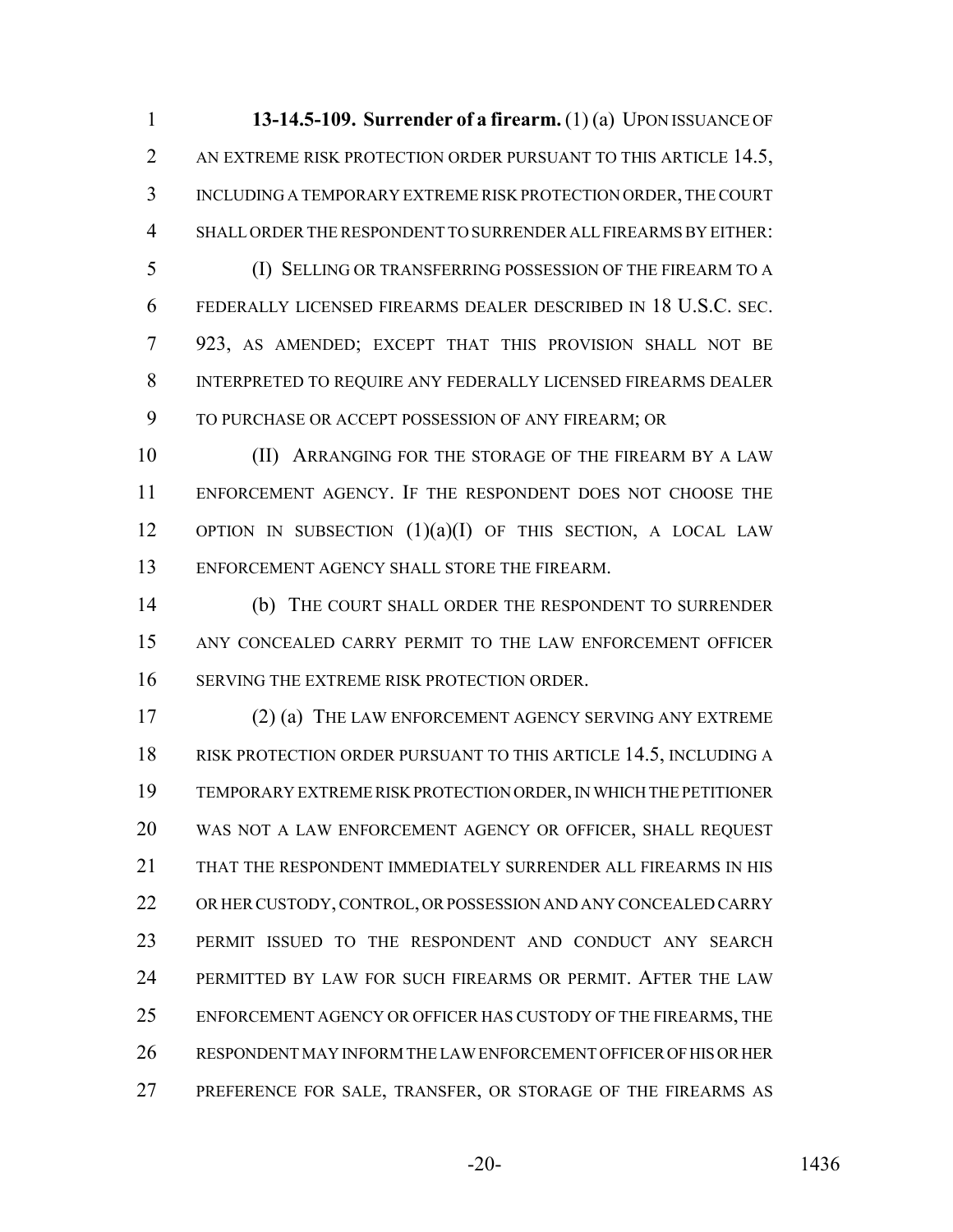**13-14.5-109. Surrender of a firearm.** (1) (a) UPON ISSUANCE OF AN EXTREME RISK PROTECTION ORDER PURSUANT TO THIS ARTICLE 14.5, INCLUDING A TEMPORARY EXTREME RISK PROTECTION ORDER, THE COURT SHALL ORDER THE RESPONDENT TO SURRENDER ALL FIREARMS BY EITHER:

(I) SELLING OR TRANSFERRING POSSESSION OF THE FIREARM TO A FEDERALLY LICENSED FIREARMS DEALER DESCRIBED IN 18 U.S.C. SEC. 923, AS AMENDED; EXCEPT THAT THIS PROVISION SHALL NOT BE INTERPRETED TO REQUIRE ANY FEDERALLY LICENSED FIREARMS DEALER TO PURCHASE OR ACCEPT POSSESSION OF ANY FIREARM; OR

(II) ARRANGING FOR THE STORAGE OF THE FIREARM BY A LAW ENFORCEMENT AGENCY. IF THE RESPONDENT DOES NOT CHOOSE THE OPTION IN SUBSECTION (1)(a)(I) OF THIS SECTION, A LOCAL LAW ENFORCEMENT AGENCY SHALL STORE THE FIREARM.

(b) THE COURT SHALL ORDER THE RESPONDENT TO SURRENDER ANY CONCEALED CARRY PERMIT TO THE LAW ENFORCEMENT OFFICER SERVING THE EXTREME RISK PROTECTION ORDER.

(2) (a) THE LAW ENFORCEMENT AGENCY SERVING ANY EXTREME RISK PROTECTION ORDER PURSUANT TO THIS ARTICLE 14.5, INCLUDING A TEMPORARY EXTREME RISK PROTECTION ORDER, IN WHICH THE PETITIONER WAS NOT A LAW ENFORCEMENT AGENCY OR OFFICER, SHALL REQUEST THAT THE RESPONDENT IMMEDIATELY SURRENDER ALL FIREARMS IN HIS OR HER CUSTODY, CONTROL, OR POSSESSION AND ANY CONCEALED CARRY PERMIT ISSUED TO THE RESPONDENT AND CONDUCT ANY SEARCH PERMITTED BY LAW FOR SUCH FIREARMS OR PERMIT. AFTER THE LAW ENFORCEMENT AGENCY OR OFFICER HAS CUSTODY OF THE FIREARMS, THE RESPONDENT MAY INFORM THE LAW ENFORCEMENT OFFICER OF HIS OR HER PREFERENCE FOR SALE, TRANSFER, OR STORAGE OF THE FIREARMS AS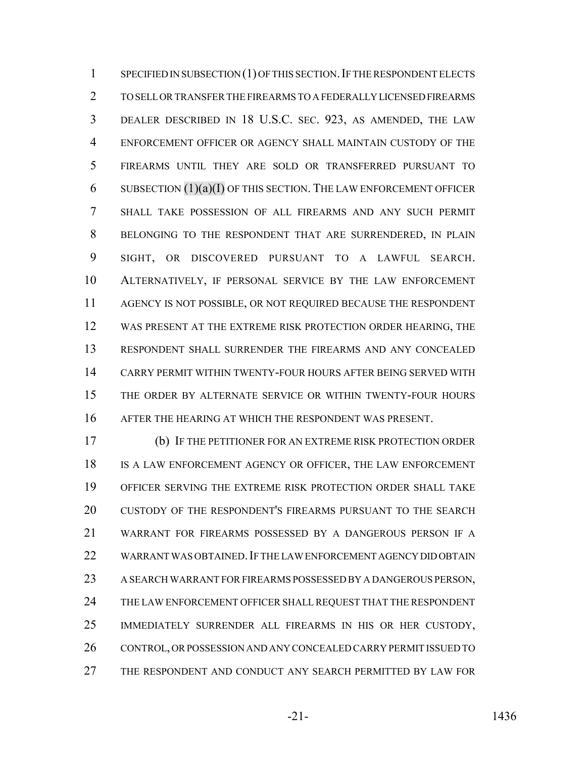SPECIFIED IN SUBSECTION (1) OF THIS SECTION. IF THE RESPONDENT ELECTS TO SELL OR TRANSFER THE FIREARMS TO A FEDERALLY LICENSED FIREARMS DEALER DESCRIBED IN 18 U.S.C. SEC. 923, AS AMENDED, THE LAW ENFORCEMENT OFFICER OR AGENCY SHALL MAINTAIN CUSTODY OF THE FIREARMS UNTIL THEY ARE SOLD OR TRANSFERRED PURSUANT TO SUBSECTION (1)(a)(I) OF THIS SECTION. THE LAW ENFORCEMENT OFFICER SHALL TAKE POSSESSION OF ALL FIREARMS AND ANY SUCH PERMIT BELONGING TO THE RESPONDENT THAT ARE SURRENDERED, IN PLAIN SIGHT, OR DISCOVERED PURSUANT TO A LAWFUL SEARCH. ALTERNATIVELY, IF PERSONAL SERVICE BY THE LAW ENFORCEMENT AGENCY IS NOT POSSIBLE, OR NOT REQUIRED BECAUSE THE RESPONDENT WAS PRESENT AT THE EXTREME RISK PROTECTION ORDER HEARING, THE RESPONDENT SHALL SURRENDER THE FIREARMS AND ANY CONCEALED CARRY PERMIT WITHIN TWENTY-FOUR HOURS AFTER BEING SERVED WITH THE ORDER BY ALTERNATE SERVICE OR WITHIN TWENTY-FOUR HOURS AFTER THE HEARING AT WHICH THE RESPONDENT WAS PRESENT.

(b) IF THE PETITIONER FOR AN EXTREME RISK PROTECTION ORDER IS A LAW ENFORCEMENT AGENCY OR OFFICER, THE LAW ENFORCEMENT OFFICER SERVING THE EXTREME RISK PROTECTION ORDER SHALL TAKE CUSTODY OF THE RESPONDENT'S FIREARMS PURSUANT TO THE SEARCH WARRANT FOR FIREARMS POSSESSED BY A DANGEROUS PERSON IF A WARRANT WAS OBTAINED. IF THE LAW ENFORCEMENT AGENCY DID OBTAIN A SEARCH WARRANT FOR FIREARMS POSSESSED BY A DANGEROUS PERSON, THE LAW ENFORCEMENT OFFICER SHALL REQUEST THAT THE RESPONDENT IMMEDIATELY SURRENDER ALL FIREARMS IN HIS OR HER CUSTODY, CONTROL, OR POSSESSION AND ANY CONCEALED CARRY PERMIT ISSUED TO THE RESPONDENT AND CONDUCT ANY SEARCH PERMITTED BY LAW FOR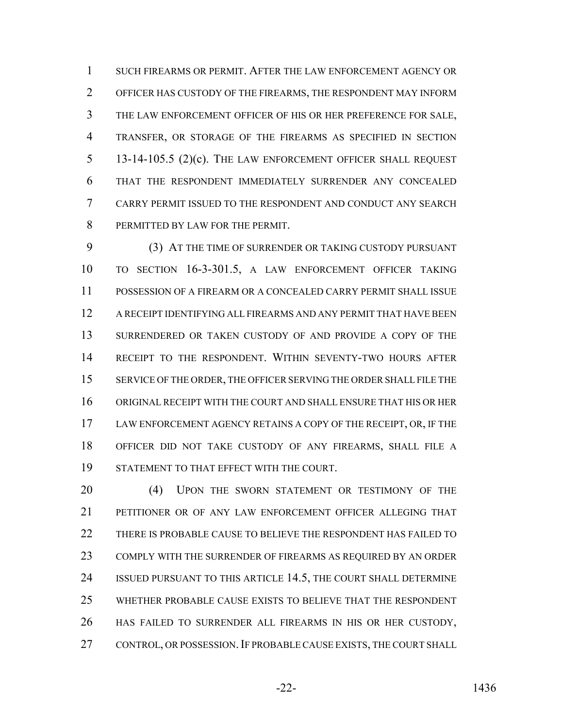SUCH FIREARMS OR PERMIT. AFTER THE LAW ENFORCEMENT AGENCY OR OFFICER HAS CUSTODY OF THE FIREARMS, THE RESPONDENT MAY INFORM THE LAW ENFORCEMENT OFFICER OF HIS OR HER PREFERENCE FOR SALE, TRANSFER, OR STORAGE OF THE FIREARMS AS SPECIFIED IN SECTION 13-14-105.5 (2)(c). THE LAW ENFORCEMENT OFFICER SHALL REQUEST THAT THE RESPONDENT IMMEDIATELY SURRENDER ANY CONCEALED CARRY PERMIT ISSUED TO THE RESPONDENT AND CONDUCT ANY SEARCH PERMITTED BY LAW FOR THE PERMIT.

(3) AT THE TIME OF SURRENDER OR TAKING CUSTODY PURSUANT TO SECTION 16-3-301.5, A LAW ENFORCEMENT OFFICER TAKING POSSESSION OF A FIREARM OR A CONCEALED CARRY PERMIT SHALL ISSUE A RECEIPT IDENTIFYING ALL FIREARMS AND ANY PERMIT THAT HAVE BEEN SURRENDERED OR TAKEN CUSTODY OF AND PROVIDE A COPY OF THE RECEIPT TO THE RESPONDENT. WITHIN SEVENTY-TWO HOURS AFTER SERVICE OF THE ORDER, THE OFFICER SERVING THE ORDER SHALL FILE THE ORIGINAL RECEIPT WITH THE COURT AND SHALL ENSURE THAT HIS OR HER LAW ENFORCEMENT AGENCY RETAINS A COPY OF THE RECEIPT, OR, IF THE OFFICER DID NOT TAKE CUSTODY OF ANY FIREARMS, SHALL FILE A STATEMENT TO THAT EFFECT WITH THE COURT.

(4) UPON THE SWORN STATEMENT OR TESTIMONY OF THE PETITIONER OR OF ANY LAW ENFORCEMENT OFFICER ALLEGING THAT THERE IS PROBABLE CAUSE TO BELIEVE THE RESPONDENT HAS FAILED TO COMPLY WITH THE SURRENDER OF FIREARMS AS REQUIRED BY AN ORDER ISSUED PURSUANT TO THIS ARTICLE 14.5, THE COURT SHALL DETERMINE WHETHER PROBABLE CAUSE EXISTS TO BELIEVE THAT THE RESPONDENT HAS FAILED TO SURRENDER ALL FIREARMS IN HIS OR HER CUSTODY, CONTROL, OR POSSESSION. IF PROBABLE CAUSE EXISTS, THE COURT SHALL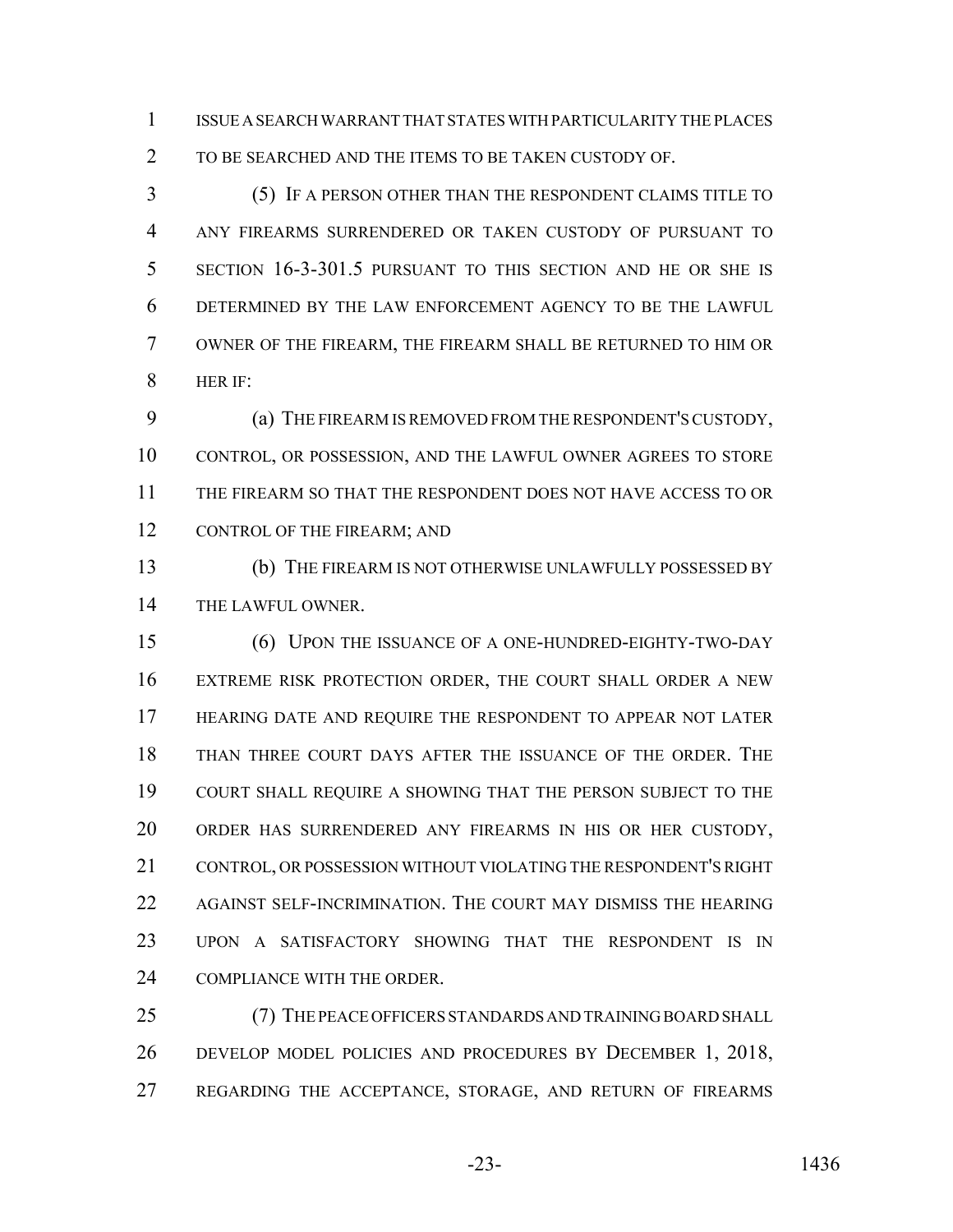ISSUE A SEARCH WARRANT THAT STATES WITH PARTICULARITY THE PLACES TO BE SEARCHED AND THE ITEMS TO BE TAKEN CUSTODY OF.

(5) IF A PERSON OTHER THAN THE RESPONDENT CLAIMS TITLE TO ANY FIREARMS SURRENDERED OR TAKEN CUSTODY OF PURSUANT TO SECTION 16-3-301.5 PURSUANT TO THIS SECTION AND HE OR SHE IS DETERMINED BY THE LAW ENFORCEMENT AGENCY TO BE THE LAWFUL OWNER OF THE FIREARM, THE FIREARM SHALL BE RETURNED TO HIM OR HER IF:

(a) THE FIREARM IS REMOVED FROM THE RESPONDENT'S CUSTODY, CONTROL, OR POSSESSION, AND THE LAWFUL OWNER AGREES TO STORE THE FIREARM SO THAT THE RESPONDENT DOES NOT HAVE ACCESS TO OR CONTROL OF THE FIREARM; AND

(b) THE FIREARM IS NOT OTHERWISE UNLAWFULLY POSSESSED BY THE LAWFUL OWNER.

(6) UPON THE ISSUANCE OF A ONE-HUNDRED-EIGHTY-TWO-DAY EXTREME RISK PROTECTION ORDER, THE COURT SHALL ORDER A NEW HEARING DATE AND REQUIRE THE RESPONDENT TO APPEAR NOT LATER THAN THREE COURT DAYS AFTER THE ISSUANCE OF THE ORDER. THE COURT SHALL REQUIRE A SHOWING THAT THE PERSON SUBJECT TO THE ORDER HAS SURRENDERED ANY FIREARMS IN HIS OR HER CUSTODY, CONTROL, OR POSSESSION WITHOUT VIOLATING THE RESPONDENT'S RIGHT AGAINST SELF-INCRIMINATION. THE COURT MAY DISMISS THE HEARING UPON A SATISFACTORY SHOWING THAT THE RESPONDENT IS IN COMPLIANCE WITH THE ORDER.

(7) THE PEACE OFFICERS STANDARDS AND TRAINING BOARD SHALL DEVELOP MODEL POLICIES AND PROCEDURES BY DECEMBER 1, 2018, REGARDING THE ACCEPTANCE, STORAGE, AND RETURN OF FIREARMS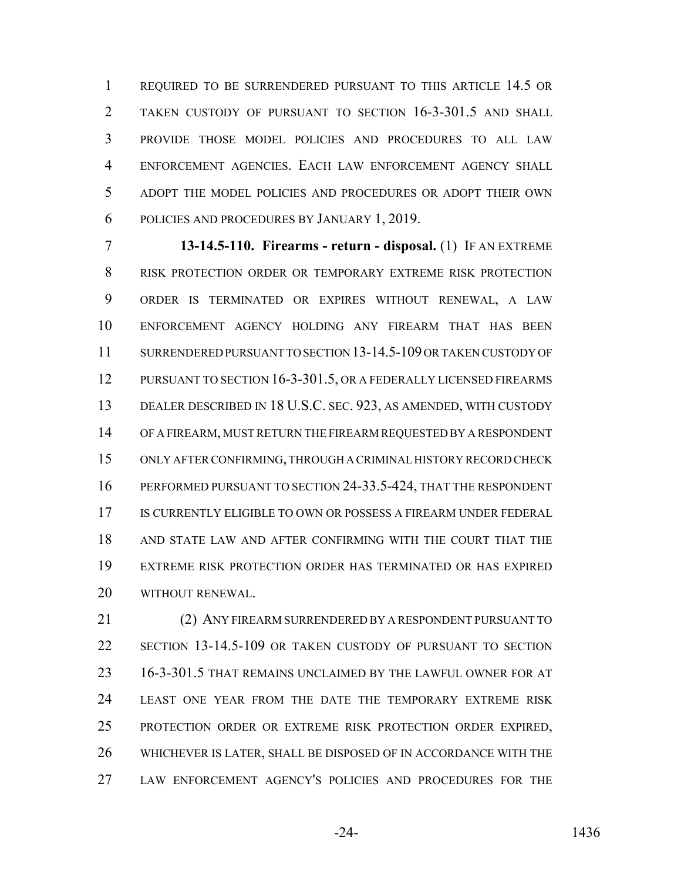REQUIRED TO BE SURRENDERED PURSUANT TO THIS ARTICLE 14.5 OR TAKEN CUSTODY OF PURSUANT TO SECTION 16-3-301.5 AND SHALL PROVIDE THOSE MODEL POLICIES AND PROCEDURES TO ALL LAW ENFORCEMENT AGENCIES. EACH LAW ENFORCEMENT AGENCY SHALL ADOPT THE MODEL POLICIES AND PROCEDURES OR ADOPT THEIR OWN POLICIES AND PROCEDURES BY JANUARY 1, 2019.

**13-14.5-110. Firearms - return - disposal.** (1) IF AN EXTREME RISK PROTECTION ORDER OR TEMPORARY EXTREME RISK PROTECTION ORDER IS TERMINATED OR EXPIRES WITHOUT RENEWAL, A LAW ENFORCEMENT AGENCY HOLDING ANY FIREARM THAT HAS BEEN SURRENDERED PURSUANT TO SECTION 13-14.5-109 OR TAKEN CUSTODY OF PURSUANT TO SECTION 16-3-301.5, OR A FEDERALLY LICENSED FIREARMS DEALER DESCRIBED IN 18 U.S.C. SEC. 923, AS AMENDED, WITH CUSTODY OF A FIREARM, MUST RETURN THE FIREARM REQUESTED BY A RESPONDENT ONLY AFTER CONFIRMING, THROUGH A CRIMINAL HISTORY RECORD CHECK PERFORMED PURSUANT TO SECTION 24-33.5-424, THAT THE RESPONDENT IS CURRENTLY ELIGIBLE TO OWN OR POSSESS A FIREARM UNDER FEDERAL AND STATE LAW AND AFTER CONFIRMING WITH THE COURT THAT THE EXTREME RISK PROTECTION ORDER HAS TERMINATED OR HAS EXPIRED WITHOUT RENEWAL.

(2) ANY FIREARM SURRENDERED BY A RESPONDENT PURSUANT TO SECTION 13-14.5-109 OR TAKEN CUSTODY OF PURSUANT TO SECTION 16-3-301.5 THAT REMAINS UNCLAIMED BY THE LAWFUL OWNER FOR AT LEAST ONE YEAR FROM THE DATE THE TEMPORARY EXTREME RISK PROTECTION ORDER OR EXTREME RISK PROTECTION ORDER EXPIRED, WHICHEVER IS LATER, SHALL BE DISPOSED OF IN ACCORDANCE WITH THE LAW ENFORCEMENT AGENCY'S POLICIES AND PROCEDURES FOR THE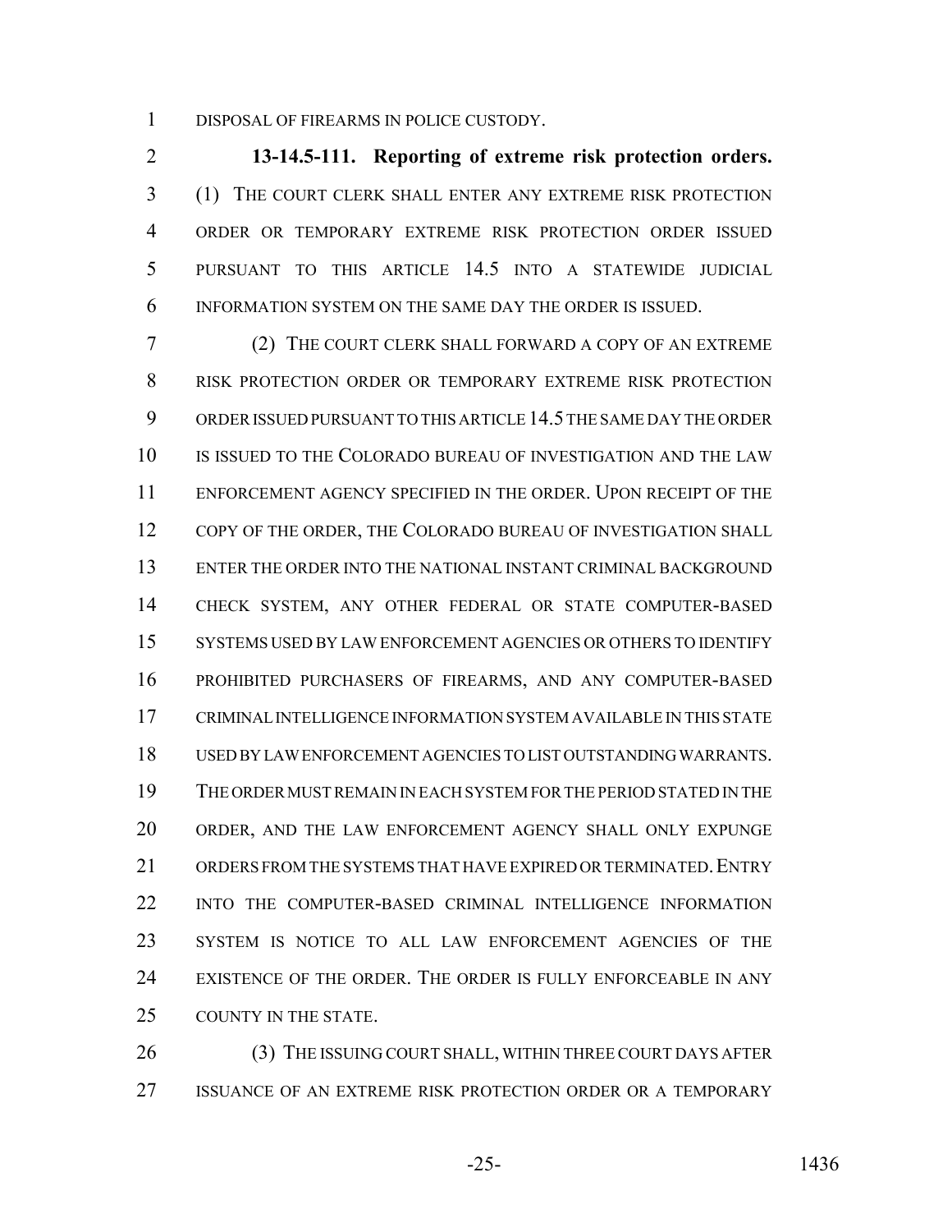DISPOSAL OF FIREARMS IN POLICE CUSTODY.

**13-14.5-111. Reporting of extreme risk protection orders.** (1) THE COURT CLERK SHALL ENTER ANY EXTREME RISK PROTECTION ORDER OR TEMPORARY EXTREME RISK PROTECTION ORDER ISSUED PURSUANT TO THIS ARTICLE 14.5 INTO A STATEWIDE JUDICIAL INFORMATION SYSTEM ON THE SAME DAY THE ORDER IS ISSUED.

(2) THE COURT CLERK SHALL FORWARD A COPY OF AN EXTREME RISK PROTECTION ORDER OR TEMPORARY EXTREME RISK PROTECTION ORDER ISSUED PURSUANT TO THIS ARTICLE 14.5 THE SAME DAY THE ORDER IS ISSUED TO THE COLORADO BUREAU OF INVESTIGATION AND THE LAW ENFORCEMENT AGENCY SPECIFIED IN THE ORDER. UPON RECEIPT OF THE COPY OF THE ORDER, THE COLORADO BUREAU OF INVESTIGATION SHALL ENTER THE ORDER INTO THE NATIONAL INSTANT CRIMINAL BACKGROUND CHECK SYSTEM, ANY OTHER FEDERAL OR STATE COMPUTER-BASED SYSTEMS USED BY LAW ENFORCEMENT AGENCIES OR OTHERS TO IDENTIFY PROHIBITED PURCHASERS OF FIREARMS, AND ANY COMPUTER-BASED CRIMINAL INTELLIGENCE INFORMATION SYSTEM AVAILABLE IN THIS STATE USED BY LAW ENFORCEMENT AGENCIES TO LIST OUTSTANDING WARRANTS. THE ORDER MUST REMAIN IN EACH SYSTEM FOR THE PERIOD STATED IN THE ORDER, AND THE LAW ENFORCEMENT AGENCY SHALL ONLY EXPUNGE ORDERS FROM THE SYSTEMS THAT HAVE EXPIRED OR TERMINATED. ENTRY INTO THE COMPUTER-BASED CRIMINAL INTELLIGENCE INFORMATION SYSTEM IS NOTICE TO ALL LAW ENFORCEMENT AGENCIES OF THE EXISTENCE OF THE ORDER. THE ORDER IS FULLY ENFORCEABLE IN ANY COUNTY IN THE STATE.

(3) THE ISSUING COURT SHALL, WITHIN THREE COURT DAYS AFTER ISSUANCE OF AN EXTREME RISK PROTECTION ORDER OR A TEMPORARY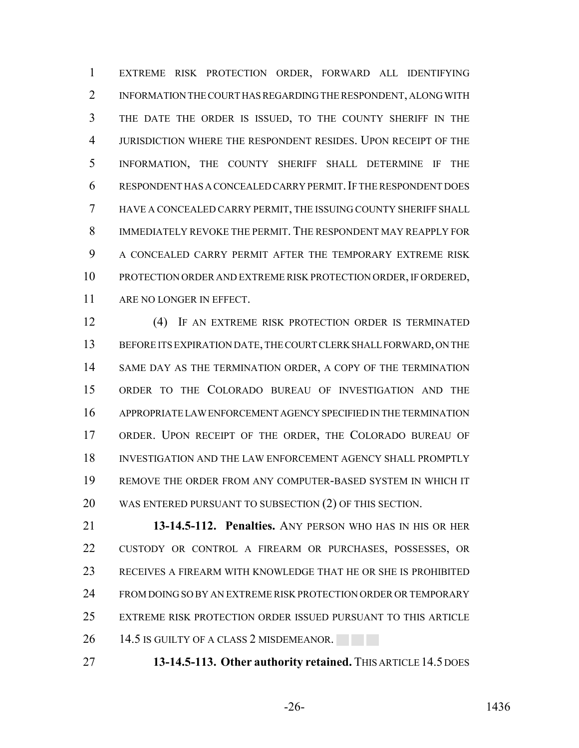EXTREME RISK PROTECTION ORDER, FORWARD ALL IDENTIFYING INFORMATION THE COURT HAS REGARDING THE RESPONDENT, ALONG WITH THE DATE THE ORDER IS ISSUED, TO THE COUNTY SHERIFF IN THE JURISDICTION WHERE THE RESPONDENT RESIDES. UPON RECEIPT OF THE INFORMATION, THE COUNTY SHERIFF SHALL DETERMINE IF THE RESPONDENT HAS A CONCEALED CARRY PERMIT. IF THE RESPONDENT DOES HAVE A CONCEALED CARRY PERMIT, THE ISSUING COUNTY SHERIFF SHALL IMMEDIATELY REVOKE THE PERMIT. THE RESPONDENT MAY REAPPLY FOR A CONCEALED CARRY PERMIT AFTER THE TEMPORARY EXTREME RISK PROTECTION ORDER AND EXTREME RISK PROTECTION ORDER, IF ORDERED, ARE NO LONGER IN EFFECT.

(4) IF AN EXTREME RISK PROTECTION ORDER IS TERMINATED BEFORE ITS EXPIRATION DATE, THE COURT CLERK SHALL FORWARD, ON THE SAME DAY AS THE TERMINATION ORDER, A COPY OF THE TERMINATION ORDER TO THE COLORADO BUREAU OF INVESTIGATION AND THE APPROPRIATE LAW ENFORCEMENT AGENCY SPECIFIED IN THE TERMINATION ORDER. UPON RECEIPT OF THE ORDER, THE COLORADO BUREAU OF INVESTIGATION AND THE LAW ENFORCEMENT AGENCY SHALL PROMPTLY REMOVE THE ORDER FROM ANY COMPUTER-BASED SYSTEM IN WHICH IT WAS ENTERED PURSUANT TO SUBSECTION (2) OF THIS SECTION.

**13-14.5-112. Penalties.** ANY PERSON WHO HAS IN HIS OR HER CUSTODY OR CONTROL A FIREARM OR PURCHASES, POSSESSES, OR RECEIVES A FIREARM WITH KNOWLEDGE THAT HE OR SHE IS PROHIBITED FROM DOING SO BY AN EXTREME RISK PROTECTION ORDER OR TEMPORARY EXTREME RISK PROTECTION ORDER ISSUED PURSUANT TO THIS ARTICLE 14.5 IS GUILTY OF A CLASS 2 MISDEMEANOR.

**13-14.5-113. Other authority retained.** THIS ARTICLE 14.5 DOES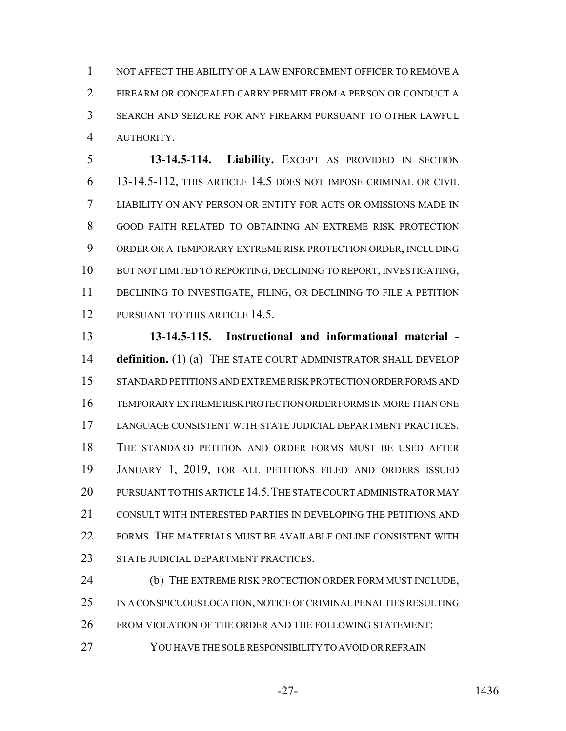NOT AFFECT THE ABILITY OF A LAW ENFORCEMENT OFFICER TO REMOVE A FIREARM OR CONCEALED CARRY PERMIT FROM A PERSON OR CONDUCT A SEARCH AND SEIZURE FOR ANY FIREARM PURSUANT TO OTHER LAWFUL AUTHORITY.

**13-14.5-114. Liability.** EXCEPT AS PROVIDED IN SECTION 13-14.5-112, THIS ARTICLE 14.5 DOES NOT IMPOSE CRIMINAL OR CIVIL LIABILITY ON ANY PERSON OR ENTITY FOR ACTS OR OMISSIONS MADE IN GOOD FAITH RELATED TO OBTAINING AN EXTREME RISK PROTECTION ORDER OR A TEMPORARY EXTREME RISK PROTECTION ORDER, INCLUDING BUT NOT LIMITED TO REPORTING, DECLINING TO REPORT, INVESTIGATING, DECLINING TO INVESTIGATE, FILING, OR DECLINING TO FILE A PETITION PURSUANT TO THIS ARTICLE 14.5.

**13-14.5-115. Instructional and informational material - definition.** (1) (a) THE STATE COURT ADMINISTRATOR SHALL DEVELOP STANDARD PETITIONS AND EXTREME RISK PROTECTION ORDER FORMS AND TEMPORARY EXTREME RISK PROTECTION ORDER FORMS IN MORE THAN ONE LANGUAGE CONSISTENT WITH STATE JUDICIAL DEPARTMENT PRACTICES. THE STANDARD PETITION AND ORDER FORMS MUST BE USED AFTER JANUARY 1, 2019, FOR ALL PETITIONS FILED AND ORDERS ISSUED PURSUANT TO THIS ARTICLE 14.5. THE STATE COURT ADMINISTRATOR MAY CONSULT WITH INTERESTED PARTIES IN DEVELOPING THE PETITIONS AND FORMS. THE MATERIALS MUST BE AVAILABLE ONLINE CONSISTENT WITH STATE JUDICIAL DEPARTMENT PRACTICES.

(b) THE EXTREME RISK PROTECTION ORDER FORM MUST INCLUDE, IN A CONSPICUOUS LOCATION, NOTICE OF CRIMINAL PENALTIES RESULTING FROM VIOLATION OF THE ORDER AND THE FOLLOWING STATEMENT:

YOU HAVE THE SOLE RESPONSIBILITY TO AVOID OR REFRAIN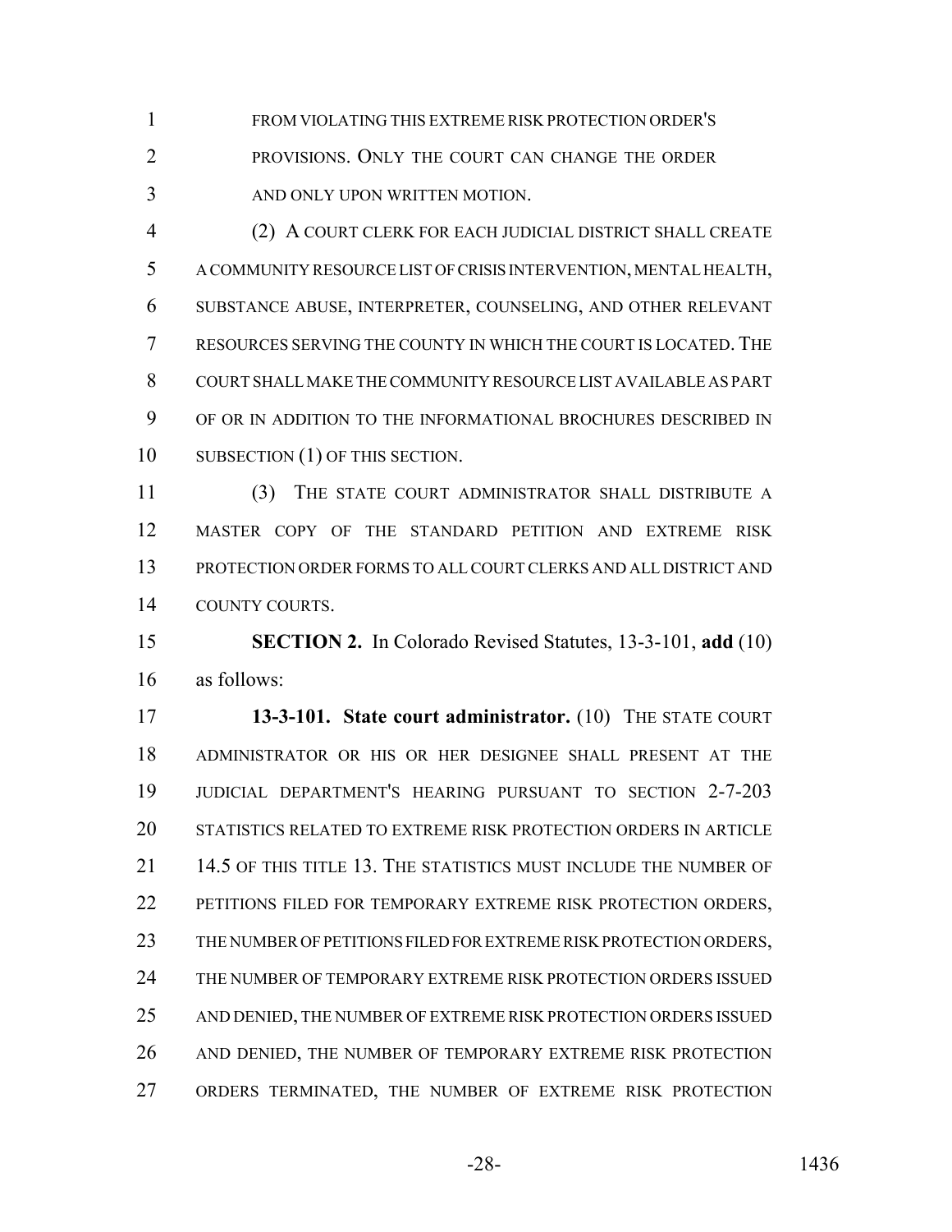FROM VIOLATING THIS EXTREME RISK PROTECTION ORDER'S PROVISIONS. ONLY THE COURT CAN CHANGE THE ORDER AND ONLY UPON WRITTEN MOTION.

(2) A COURT CLERK FOR EACH JUDICIAL DISTRICT SHALL CREATE A COMMUNITY RESOURCE LIST OF CRISIS INTERVENTION, MENTAL HEALTH, SUBSTANCE ABUSE, INTERPRETER, COUNSELING, AND OTHER RELEVANT RESOURCES SERVING THE COUNTY IN WHICH THE COURT IS LOCATED. THE COURT SHALL MAKE THE COMMUNITY RESOURCE LIST AVAILABLE AS PART OF OR IN ADDITION TO THE INFORMATIONAL BROCHURES DESCRIBED IN SUBSECTION (1) OF THIS SECTION.

(3) THE STATE COURT ADMINISTRATOR SHALL DISTRIBUTE A MASTER COPY OF THE STANDARD PETITION AND EXTREME RISK PROTECTION ORDER FORMS TO ALL COURT CLERKS AND ALL DISTRICT AND COUNTY COURTS.

**SECTION 2.** In Colorado Revised Statutes, 13-3-101, **add** (10) as follows:

**13-3-101. State court administrator.** (10) THE STATE COURT ADMINISTRATOR OR HIS OR HER DESIGNEE SHALL PRESENT AT THE JUDICIAL DEPARTMENT'S HEARING PURSUANT TO SECTION 2-7-203 STATISTICS RELATED TO EXTREME RISK PROTECTION ORDERS IN ARTICLE 14.5 OF THIS TITLE 13. THE STATISTICS MUST INCLUDE THE NUMBER OF PETITIONS FILED FOR TEMPORARY EXTREME RISK PROTECTION ORDERS, THE NUMBER OF PETITIONS FILED FOR EXTREME RISK PROTECTION ORDERS, THE NUMBER OF TEMPORARY EXTREME RISK PROTECTION ORDERS ISSUED AND DENIED, THE NUMBER OF EXTREME RISK PROTECTION ORDERS ISSUED AND DENIED, THE NUMBER OF TEMPORARY EXTREME RISK PROTECTION ORDERS TERMINATED, THE NUMBER OF EXTREME RISK PROTECTION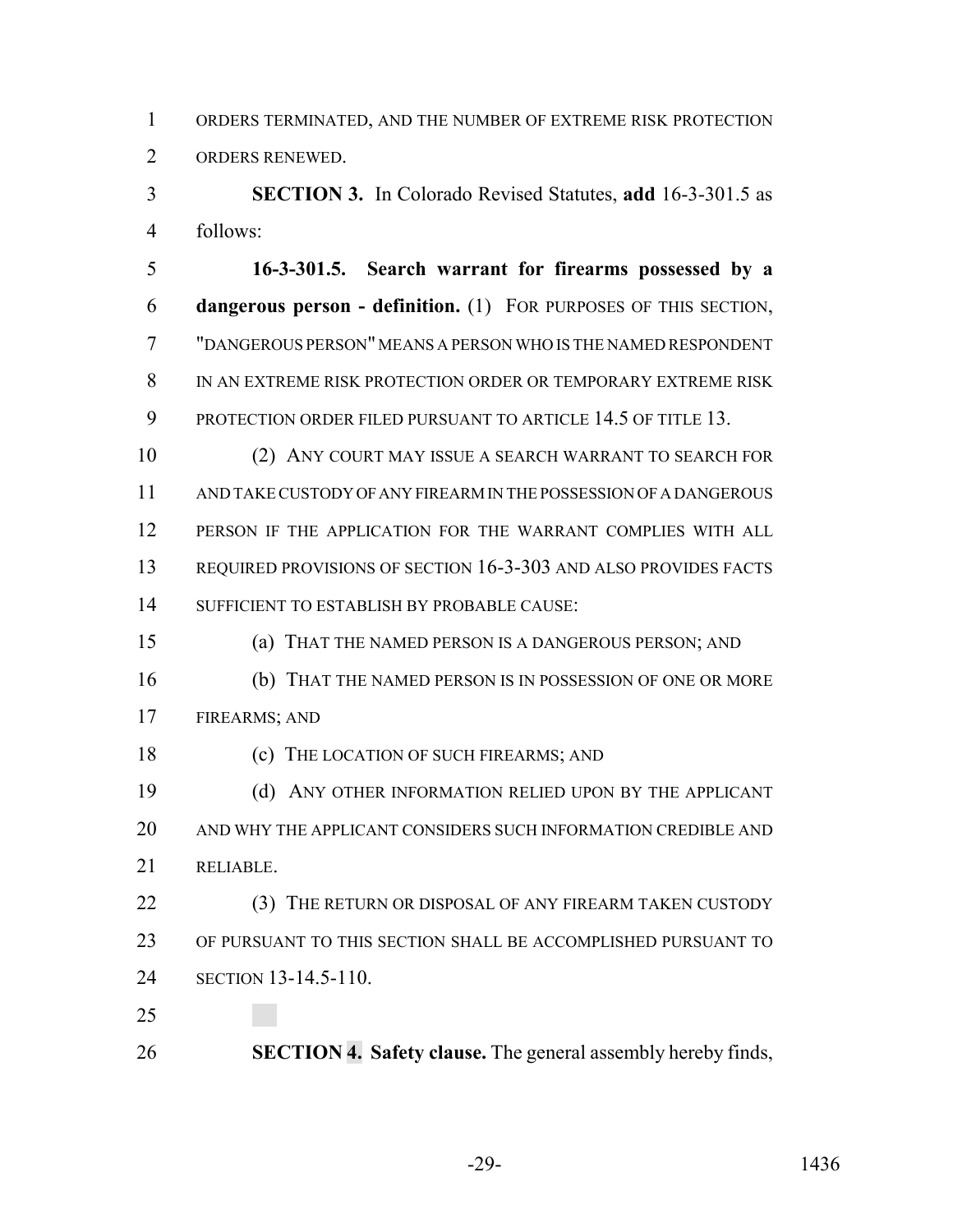ORDERS TERMINATED, AND THE NUMBER OF EXTREME RISK PROTECTION ORDERS RENEWED.

**SECTION 3.** In Colorado Revised Statutes, **add** 16-3-301.5 as follows:

**16-3-301.5. Search warrant for firearms possessed by a dangerous person - definition.** (1) FOR PURPOSES OF THIS SECTION, "DANGEROUS PERSON" MEANS A PERSON WHO IS THE NAMED RESPONDENT IN AN EXTREME RISK PROTECTION ORDER OR TEMPORARY EXTREME RISK PROTECTION ORDER FILED PURSUANT TO ARTICLE 14.5 OF TITLE 13.

(2) ANY COURT MAY ISSUE A SEARCH WARRANT TO SEARCH FOR AND TAKE CUSTODY OF ANY FIREARM IN THE POSSESSION OF A DANGEROUS PERSON IF THE APPLICATION FOR THE WARRANT COMPLIES WITH ALL REQUIRED PROVISIONS OF SECTION 16-3-303 AND ALSO PROVIDES FACTS SUFFICIENT TO ESTABLISH BY PROBABLE CAUSE:

(a) THAT THE NAMED PERSON IS A DANGEROUS PERSON; AND

(b) THAT THE NAMED PERSON IS IN POSSESSION OF ONE OR MORE FIREARMS; AND

(c) THE LOCATION OF SUCH FIREARMS; AND

(d) ANY OTHER INFORMATION RELIED UPON BY THE APPLICANT AND WHY THE APPLICANT CONSIDERS SUCH INFORMATION CREDIBLE AND RELIABLE.

(3) THE RETURN OR DISPOSAL OF ANY FIREARM TAKEN CUSTODY OF PURSUANT TO THIS SECTION SHALL BE ACCOMPLISHED PURSUANT TO SECTION 13-14.5-110.

**SECTION 4. Safety clause.** The general assembly hereby finds,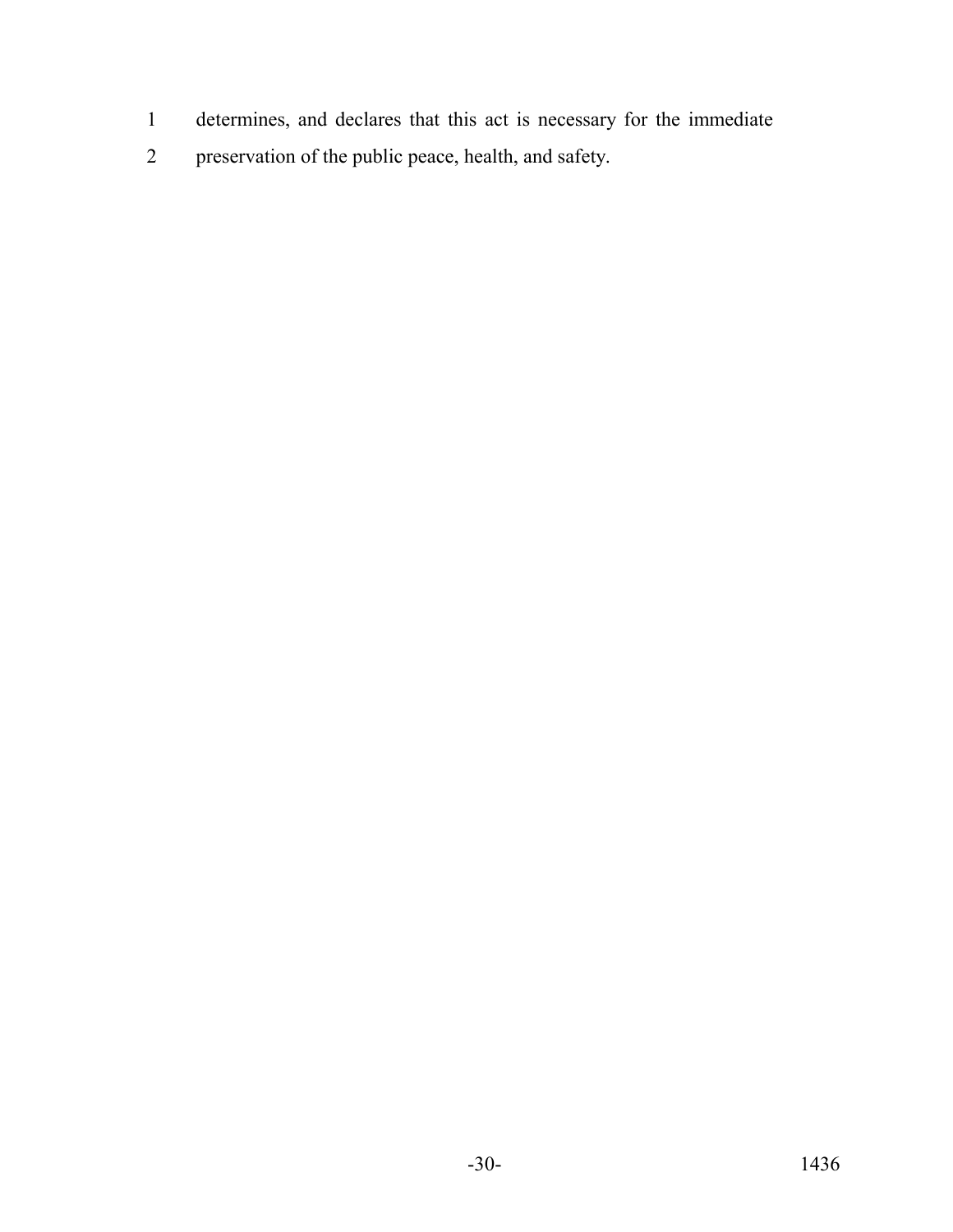determines, and declares that this act is necessary for the immediate preservation of the public peace, health, and safety.